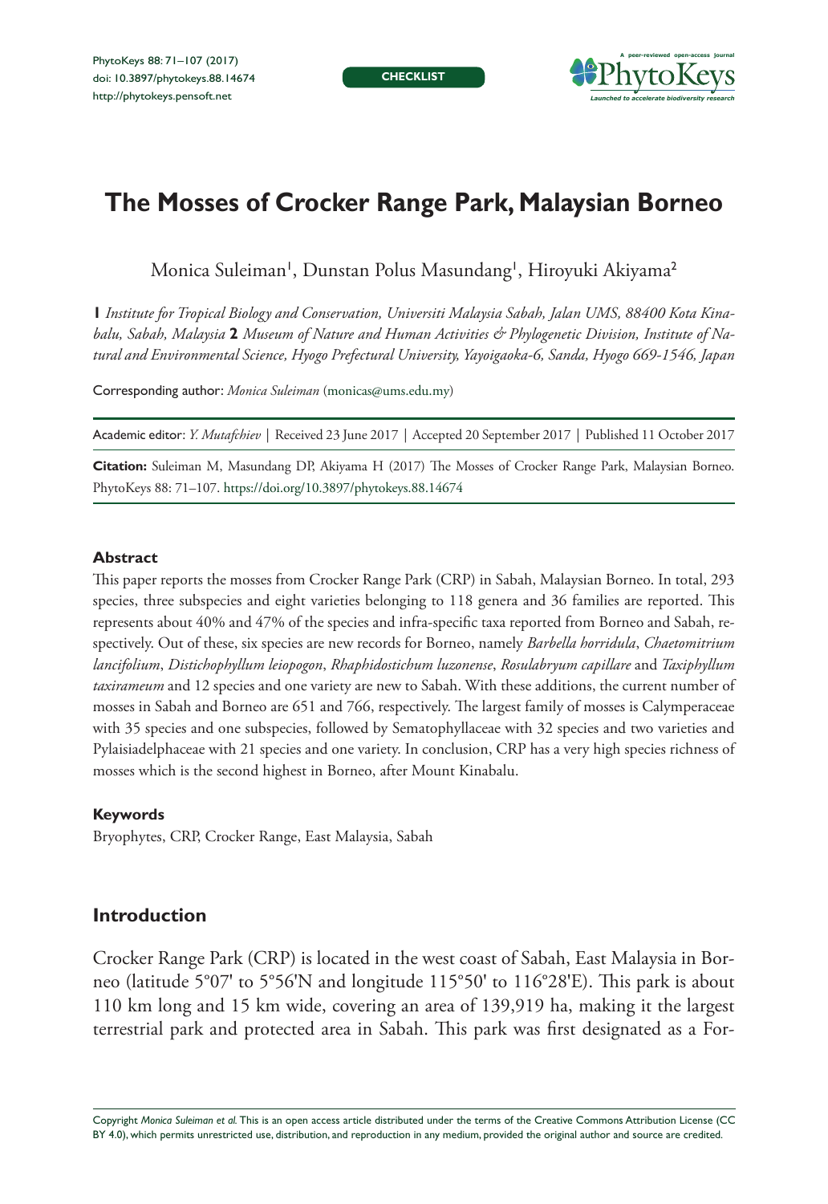# The Mosses of Crocker Range Park, Malaysian Borneo

Monica Suleiman[1], Dunstan Polus Masundang[1], Hiroyuki Akiyama[2]

**1** *Institute for Tropical Biology and Conservation, Universiti Malaysia Sabah, Jalan UMS, 88400 Kota Kinabalu, Sabah, Malaysia* **2** *Museum of Nature and Human Activities & Phylogenetic Division, Institute of Natural and Environmental Science, Hyogo Prefectural University, Yayoigaoka-6, Sanda, Hyogo 669-1546, Japan*

Corresponding author: *Monica Suleiman* (monicas@ums.edu.my)

Academic editor: *Y. Mutafchiev* | Received 23 June 2017 | Accepted 20 September 2017 | Published 11 October 2017

**Citation:** Suleiman M, Masundang DP, Akiyama H (2017) The Mosses of Crocker Range Park, Malaysian Borneo. PhytoKeys 88: 71–107. https://doi.org/10.3897/phytokeys.88.14674

## Abstract

This paper reports the mosses from Crocker Range Park (CRP) in Sabah, Malaysian Borneo. In total, 293 species, three subspecies and eight varieties belonging to 118 genera and 36 families are reported. This represents about 40% and 47% of the species and infra-specific taxa reported from Borneo and Sabah, respectively. Out of these, six species are new records for Borneo, namely *Barbella horridula*, *Chaetomitrium lancifolium*, *Distichophyllum leiopogon*, *Rhaphidostichum luzonense*, *Rosulabryum capillare* and *Taxiphyllum taxirameum* and 12 species and one variety are new to Sabah. With these additions, the current number of mosses in Sabah and Borneo are 651 and 766, respectively. The largest family of mosses is Calymperaceae with 35 species and one subspecies, followed by Sematophyllaceae with 32 species and two varieties and Pylaisiadelphaceae with 21 species and one variety. In conclusion, CRP has a very high species richness of mosses which is the second highest in Borneo, after Mount Kinabalu.

## Keywords

Bryophytes, CRP, Crocker Range, East Malaysia, Sabah

## Introduction

Crocker Range Park (CRP) is located in the west coast of Sabah, East Malaysia in Borneo (latitude 5°07' to 5°56'N and longitude 115°50' to 116°28'E). This park is about 110 km long and 15 km wide, covering an area of 139,919 ha, making it the largest terrestrial park and protected area in Sabah. This park was first designated as a For-

Copyright *Monica Suleiman et al.* This is an open access article distributed under the terms of the Creative Commons Attribution License (CC BY 4.0), which permits unrestricted use, distribution, and reproduction in any medium, provided the original author and source are credited.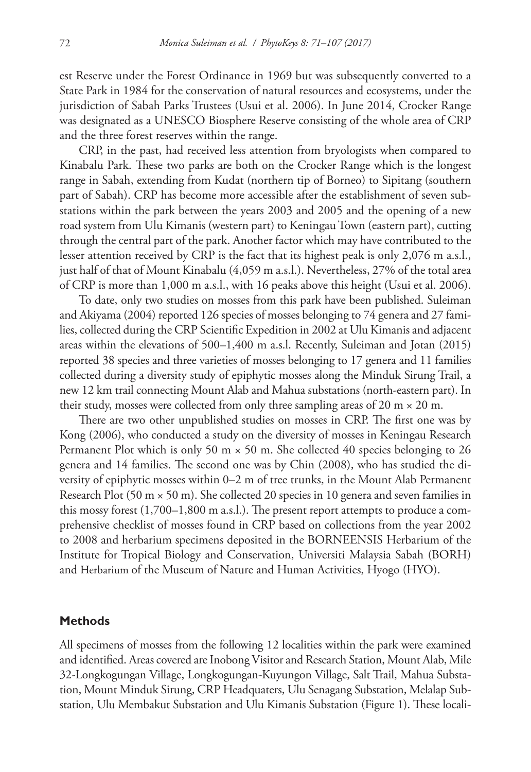est Reserve under the Forest Ordinance in 1969 but was subsequently converted to a State Park in 1984 for the conservation of natural resources and ecosystems, under the jurisdiction of Sabah Parks Trustees (Usui et al. 2006). In June 2014, Crocker Range was designated as a UNESCO Biosphere Reserve consisting of the whole area of CRP and the three forest reserves within the range.

CRP, in the past, had received less attention from bryologists when compared to Kinabalu Park. These two parks are both on the Crocker Range which is the longest range in Sabah, extending from Kudat (northern tip of Borneo) to Sipitang (southern part of Sabah). CRP has become more accessible after the establishment of seven substations within the park between the years 2003 and 2005 and the opening of a new road system from Ulu Kimanis (western part) to Keningau Town (eastern part), cutting through the central part of the park. Another factor which may have contributed to the lesser attention received by CRP is the fact that its highest peak is only 2,076 m a.s.l., just half of that of Mount Kinabalu (4,059 m a.s.l.). Nevertheless, 27% of the total area of CRP is more than 1,000 m a.s.l., with 16 peaks above this height (Usui et al. 2006).

To date, only two studies on mosses from this park have been published. Suleiman and Akiyama (2004) reported 126 species of mosses belonging to 74 genera and 27 families, collected during the CRP Scientific Expedition in 2002 at Ulu Kimanis and adjacent areas within the elevations of 500–1,400 m a.s.l. Recently, Suleiman and Jotan (2015) reported 38 species and three varieties of mosses belonging to 17 genera and 11 families collected during a diversity study of epiphytic mosses along the Minduk Sirung Trail, a new 12 km trail connecting Mount Alab and Mahua substations (north-eastern part). In their study, mosses were collected from only three sampling areas of 20 m × 20 m.

There are two other unpublished studies on mosses in CRP. The first one was by Kong (2006), who conducted a study on the diversity of mosses in Keningau Research Permanent Plot which is only 50 m × 50 m. She collected 40 species belonging to 26 genera and 14 families. The second one was by Chin (2008), who has studied the diversity of epiphytic mosses within 0–2 m of tree trunks, in the Mount Alab Permanent Research Plot (50 m × 50 m). She collected 20 species in 10 genera and seven families in this mossy forest (1,700–1,800 m a.s.l.). The present report attempts to produce a comprehensive checklist of mosses found in CRP based on collections from the year 2002 to 2008 and herbarium specimens deposited in the BORNEENSIS Herbarium of the Institute for Tropical Biology and Conservation, Universiti Malaysia Sabah (BORH) and Herbarium of the Museum of Nature and Human Activities, Hyogo (HYO).

## Methods

All specimens of mosses from the following 12 localities within the park were examined and identified. Areas covered are Inobong Visitor and Research Station, Mount Alab, Mile 32-Longkogungan Village, Longkogungan-Kuyungon Village, Salt Trail, Mahua Substation, Mount Minduk Sirung, CRP Headquaters, Ulu Senagang Substation, Melalap Substation, Ulu Membakut Substation and Ulu Kimanis Substation (Figure 1). These locali-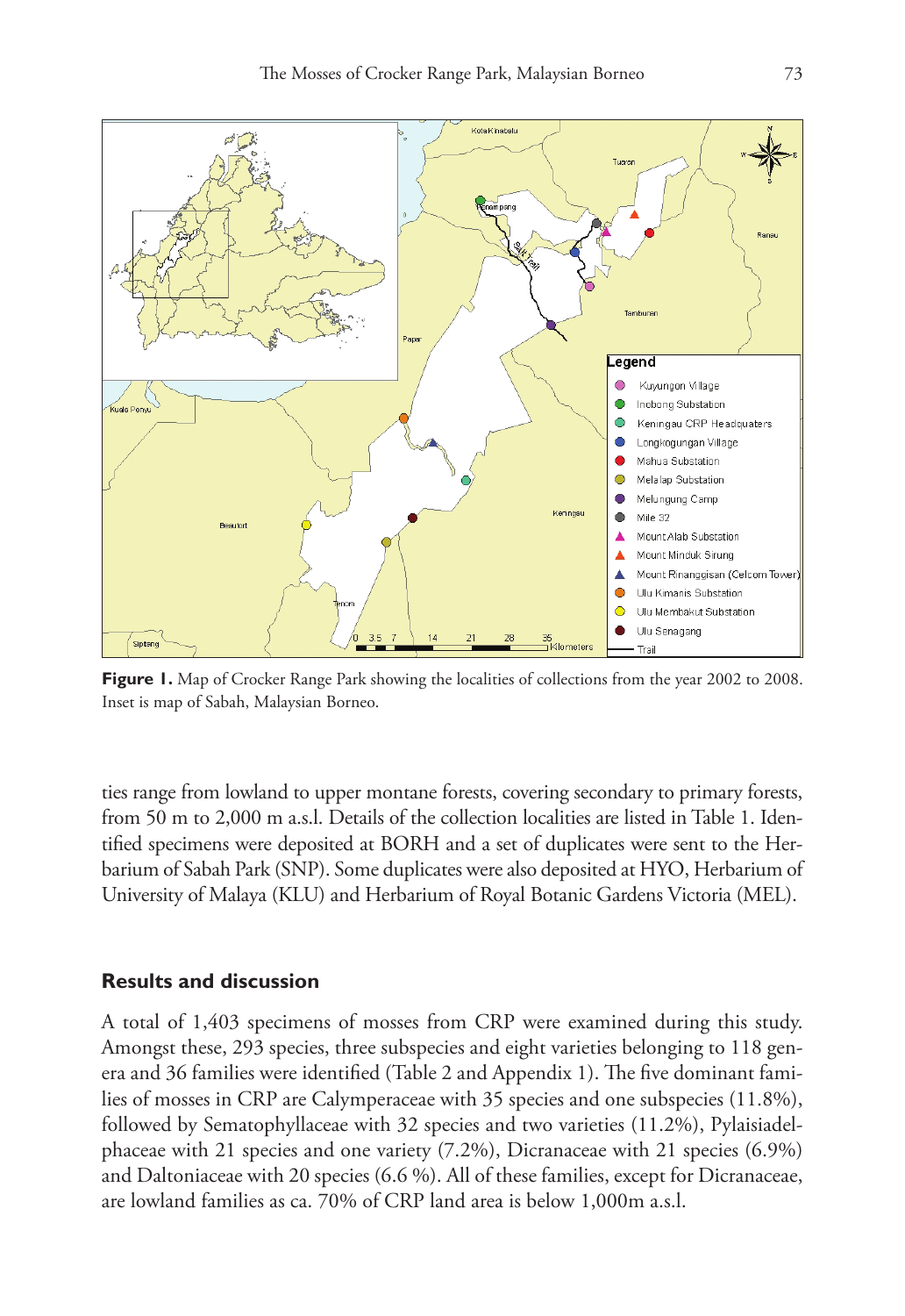**Figure 1.** Map of Crocker Range Park showing the localities of collections from the year 2002 to 2008. Inset is map of Sabah, Malaysian Borneo.

ties range from lowland to upper montane forests, covering secondary to primary forests, from 50 m to 2,000 m a.s.l. Details of the collection localities are listed in Table 1. Identified specimens were deposited at BORH and a set of duplicates were sent to the Herbarium of Sabah Park (SNP). Some duplicates were also deposited at HYO, Herbarium of University of Malaya (KLU) and Herbarium of Royal Botanic Gardens Victoria (MEL).

## Results and discussion

A total of 1,403 specimens of mosses from CRP were examined during this study. Amongst these, 293 species, three subspecies and eight varieties belonging to 118 genera and 36 families were identified (Table 2 and Appendix 1). The five dominant families of mosses in CRP are Calymperaceae with 35 species and one subspecies (11.8%), followed by Sematophyllaceae with 32 species and two varieties (11.2%), Pylaisiadelphaceae with 21 species and one variety (7.2%), Dicranaceae with 21 species (6.9%) and Daltoniaceae with 20 species (6.6 %). All of these families, except for Dicranaceae, are lowland families as ca. 70% of CRP land area is below 1,000m a.s.l.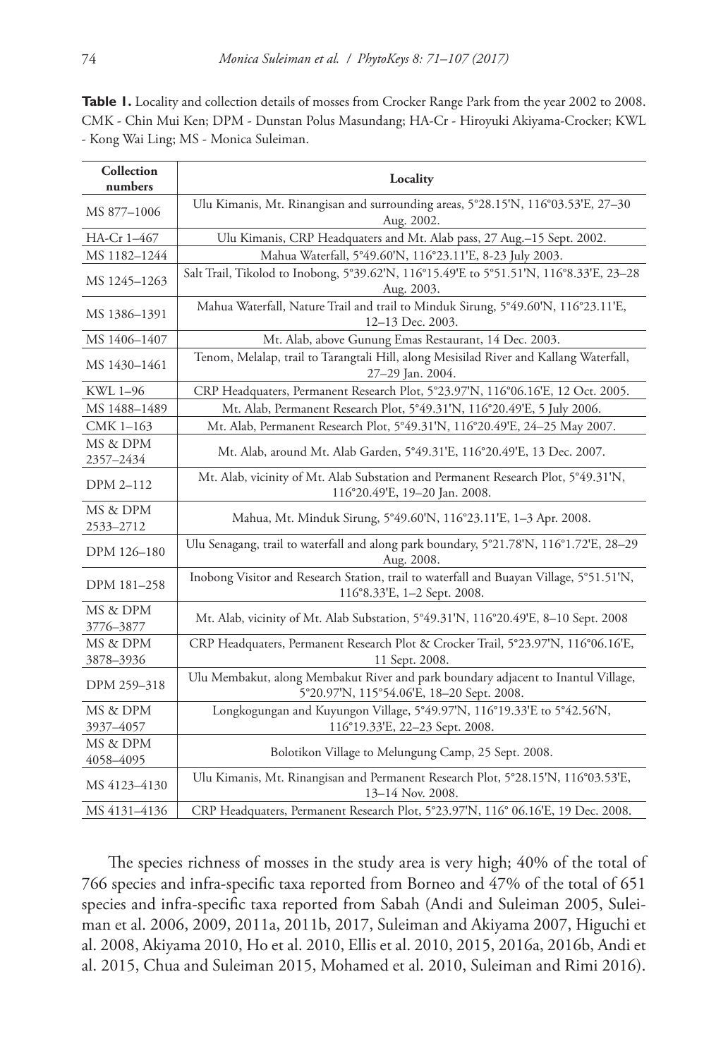**Table 1.** Locality and collection details of mosses from Crocker Range Park from the year 2002 to 2008. CMK - Chin Mui Ken; DPM - Dunstan Polus Masundang; HA-Cr - Hiroyuki Akiyama-Crocker; KWL - Kong Wai Ling; MS - Monica Suleiman.

| Collection numbers | Locality |
|---|---|
| MS 877–1006 | Ulu Kimanis, Mt. Rinangisan and surrounding areas, 5°28.15'N, 116°03.53'E, 27–30 Aug. 2002. |
| HA-Cr 1–467 | Ulu Kimanis, CRP Headquaters and Mt. Alab pass, 27 Aug.–15 Sept. 2002. |
| MS 1182–1244 | Mahua Waterfall, 5°49.60'N, 116°23.11'E, 8-23 July 2003. |
| MS 1245–1263 | Salt Trail, Tikolod to Inobong, 5°39.62'N, 116°15.49'E to 5°51.51'N, 116°8.33'E, 23–28 Aug. 2003. |
| MS 1386–1391 | Mahua Waterfall, Nature Trail and trail to Minduk Sirung, 5°49.60'N, 116°23.11'E, 12–13 Dec. 2003. |
| MS 1406–1407 | Mt. Alab, above Gunung Emas Restaurant, 14 Dec. 2003. |
| MS 1430–1461 | Tenom, Melalap, trail to Tarangtali Hill, along Mesisilad River and Kallang Waterfall, 27–29 Jan. 2004. |
| KWL 1–96 | CRP Headquaters, Permanent Research Plot, 5°23.97'N, 116°06.16'E, 12 Oct. 2005. |
| MS 1488–1489 | Mt. Alab, Permanent Research Plot, 5°49.31'N, 116°20.49'E, 5 July 2006. |
| CMK 1–163 | Mt. Alab, Permanent Research Plot, 5°49.31'N, 116°20.49'E, 24–25 May 2007. |
| MS & DPM 2357–2434 | Mt. Alab, around Mt. Alab Garden, 5°49.31'E, 116°20.49'E, 13 Dec. 2007. |
| DPM 2–112 | Mt. Alab, vicinity of Mt. Alab Substation and Permanent Research Plot, 5°49.31'N, 116°20.49'E, 19–20 Jan. 2008. |
| MS & DPM 2533–2712 | Mahua, Mt. Minduk Sirung, 5°49.60'N, 116°23.11'E, 1–3 Apr. 2008. |
| DPM 126–180 | Ulu Senagang, trail to waterfall and along park boundary, 5°21.78'N, 116°1.72'E, 28–29 Aug. 2008. |
| DPM 181–258 | Inobong Visitor and Research Station, trail to waterfall and Buayan Village, 5°51.51'N, 116°8.33'E, 1–2 Sept. 2008. |
| MS & DPM 3776–3877 | Mt. Alab, vicinity of Mt. Alab Substation, 5°49.31'N, 116°20.49'E, 8–10 Sept. 2008 |
| MS & DPM 3878–3936 | CRP Headquaters, Permanent Research Plot & Crocker Trail, 5°23.97'N, 116°06.16'E, 11 Sept. 2008. |
| DPM 259–318 | Ulu Membakut, along Membakut River and park boundary adjacent to Inantul Village, 5°20.97'N, 115°54.06'E, 18–20 Sept. 2008. |
| MS & DPM 3937–4057 | Longkogungan and Kuyungon Village, 5°49.97'N, 116°19.33'E to 5°42.56'N, 116°19.33'E, 22–23 Sept. 2008. |
| MS & DPM 4058–4095 | Bolotikon Village to Melungung Camp, 25 Sept. 2008. |
| MS 4123–4130 | Ulu Kimanis, Mt. Rinangisan and Permanent Research Plot, 5°28.15'N, 116°03.53'E, 13–14 Nov. 2008. |
| MS 4131–4136 | CRP Headquaters, Permanent Research Plot, 5°23.97'N, 116° 06.16'E, 19 Dec. 2008. |

The species richness of mosses in the study area is very high; 40% of the total of 766 species and infra-specific taxa reported from Borneo and 47% of the total of 651 species and infra-specific taxa reported from Sabah (Andi and Suleiman 2005, Suleiman et al. 2006, 2009, 2011a, 2011b, 2017, Suleiman and Akiyama 2007, Higuchi et al. 2008, Akiyama 2010, Ho et al. 2010, Ellis et al. 2010, 2015, 2016a, 2016b, Andi et al. 2015, Chua and Suleiman 2015, Mohamed et al. 2010, Suleiman and Rimi 2016).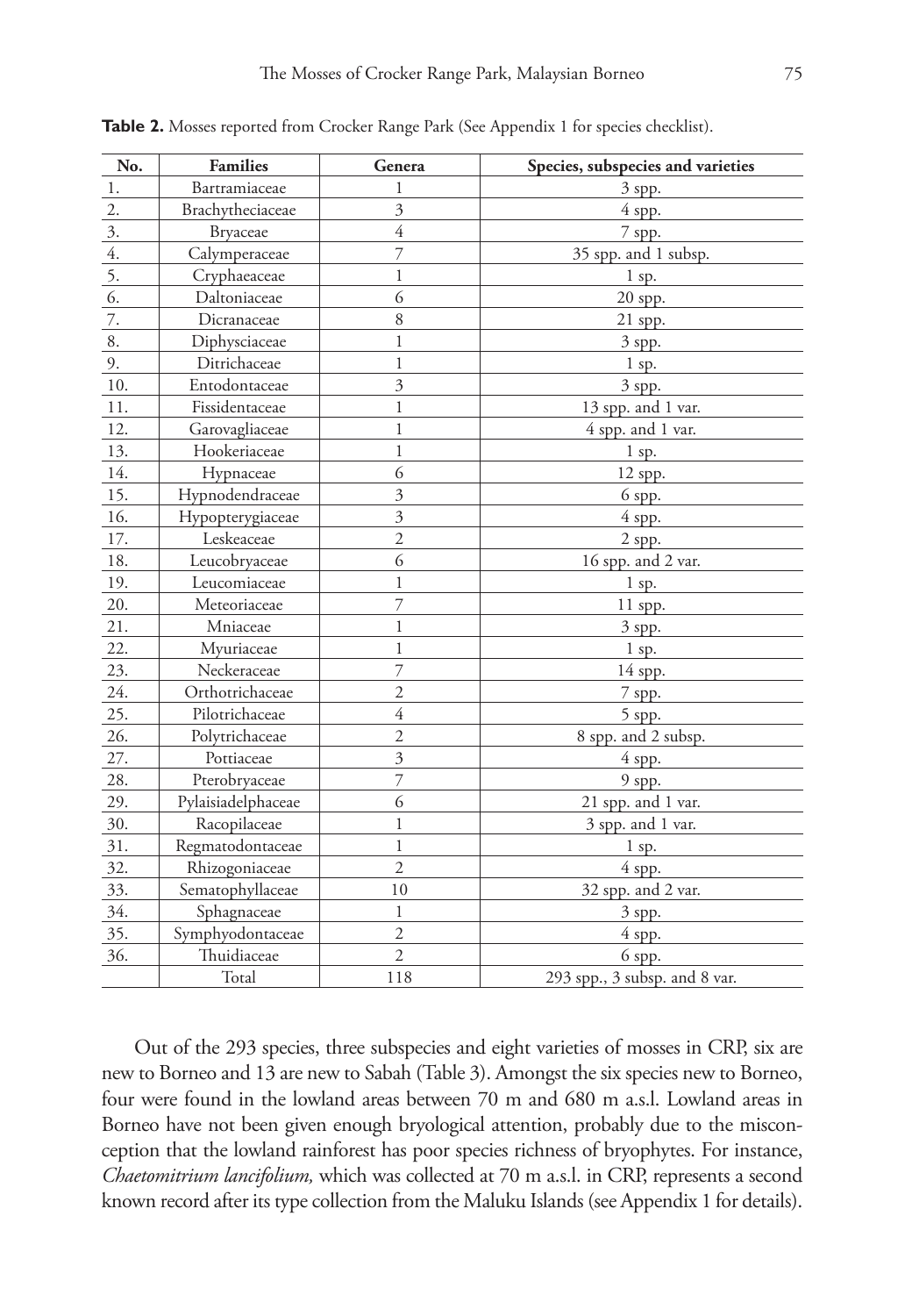**Table 2.** Mosses reported from Crocker Range Park (See Appendix 1 for species checklist).

| No. | Families | Genera | Species, subspecies and varieties |
|---|---|---|---|
| 1. | Bartramiaceae | 1 | 3 spp. |
| 2. | Brachytheciaceae | 3 | 4 spp. |
| 3. | Bryaceae | 4 | 7 spp. |
| 4. | Calymperaceae | 7 | 35 spp. and 1 subsp. |
| 5. | Cryphaeaceae | 1 | 1 sp. |
| 6. | Daltoniaceae | 6 | 20 spp. |
| 7. | Dicranaceae | 8 | 21 spp. |
| 8. | Diphysciaceae | 1 | 3 spp. |
| 9. | Ditrichaceae | 1 | 1 sp. |
| 10. | Entodontaceae | 3 | 3 spp. |
| 11. | Fissidentaceae | 1 | 13 spp. and 1 var. |
| 12. | Garovagliaceae | 1 | 4 spp. and 1 var. |
| 13. | Hookeriaceae | 1 | 1 sp. |
| 14. | Hypnaceae | 6 | 12 spp. |
| 15. | Hypnodendraceae | 3 | 6 spp. |
| 16. | Hypopterygiaceae | 3 | 4 spp. |
| 17. | Leskeaceae | 2 | 2 spp. |
| 18. | Leucobryaceae | 6 | 16 spp. and 2 var. |
| 19. | Leucomiaceae | 1 | 1 sp. |
| 20. | Meteoriaceae | 7 | 11 spp. |
| 21. | Mniaceae | 1 | 3 spp. |
| 22. | Myuriaceae | 1 | 1 sp. |
| 23. | Neckeraceae | 7 | 14 spp. |
| 24. | Orthotrichaceae | 2 | 7 spp. |
| 25. | Pilotrichaceae | 4 | 5 spp. |
| 26. | Polytrichaceae | 2 | 8 spp. and 2 subsp. |
| 27. | Pottiaceae | 3 | 4 spp. |
| 28. | Pterobryaceae | 7 | 9 spp. |
| 29. | Pylaisiadelphaceae | 6 | 21 spp. and 1 var. |
| 30. | Racopilaceae | 1 | 3 spp. and 1 var. |
| 31. | Regmatodontaceae | 1 | 1 sp. |
| 32. | Rhizogoniaceae | 2 | 4 spp. |
| 33. | Sematophyllaceae | 10 | 32 spp. and 2 var. |
| 34. | Sphagnaceae | 1 | 3 spp. |
| 35. | Symphyodontaceae | 2 | 4 spp. |
| 36. | Thuidiaceae | 2 | 6 spp. |
| | Total | 118 | 293 spp., 3 subsp. and 8 var. |

Out of the 293 species, three subspecies and eight varieties of mosses in CRP, six are new to Borneo and 13 are new to Sabah (Table 3). Amongst the six species new to Borneo, four were found in the lowland areas between 70 m and 680 m a.s.l. Lowland areas in Borneo have not been given enough bryological attention, probably due to the misconception that the lowland rainforest has poor species richness of bryophytes. For instance, *Chaetomitrium lancifolium,* which was collected at 70 m a.s.l. in CRP, represents a second known record after its type collection from the Maluku Islands (see Appendix 1 for details).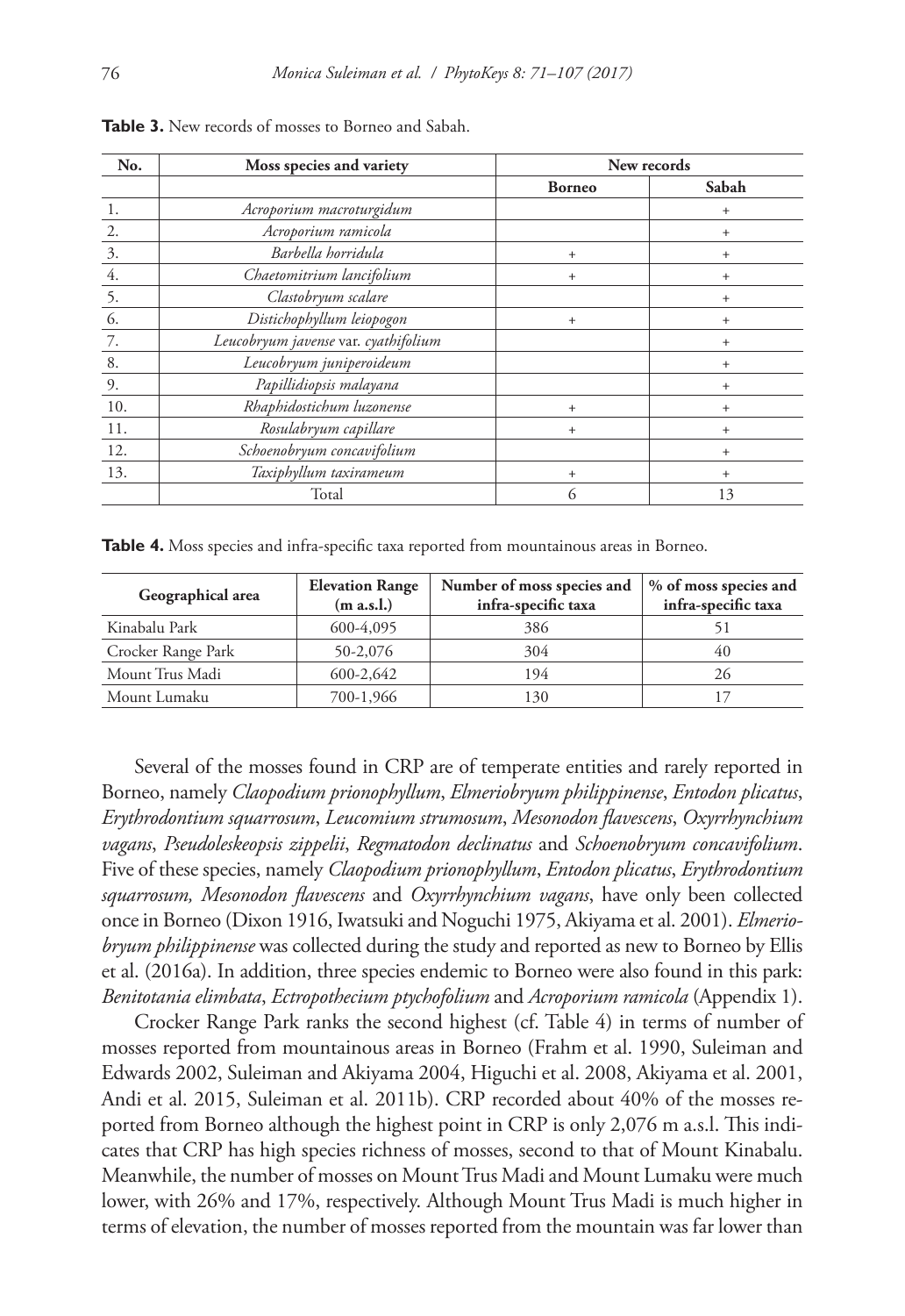**Table 3.** New records of mosses to Borneo and Sabah.

| No. | Moss species and variety | New records | |
|---|---|---|---|
| | | Borneo | Sabah |
| 1. | *Acroporium macroturgidum* | | + |
| 2. | *Acroporium ramicola* | | + |
| 3. | *Barbella horridula* | + | + |
| 4. | *Chaetomitrium lancifolium* | + | + |
| 5. | *Clastobryum scalare* | | + |
| 6. | *Distichophyllum leiopogon* | + | + |
| 7. | *Leucobryum javense* var. *cyathifolium* | | + |
| 8. | *Leucobryum juniperoideum* | | + |
| 9. | *Papillidiopsis malayana* | | + |
| 10. | *Rhaphidostichum luzonense* | + | + |
| 11. | *Rosulabryum capillare* | + | + |
| 12. | *Schoenobryum concavifolium* | | + |
| 13. | *Taxiphyllum taxirameum* | + | + |
| | Total | 6 | 13 |

**Table 4.** Moss species and infra-specific taxa reported from mountainous areas in Borneo.

| Geographical area | Elevation Range (m a.s.l.) | Number of moss species and infra-specific taxa | % of moss species and infra-specific taxa |
|---|---|---|---|
| Kinabalu Park | 600-4,095 | 386 | 51 |
| Crocker Range Park | 50-2,076 | 304 | 40 |
| Mount Trus Madi | 600-2,642 | 194 | 26 |
| Mount Lumaku | 700-1,966 | 130 | 17 |

Several of the mosses found in CRP are of temperate entities and rarely reported in Borneo, namely *Claopodium prionophyllum*, *Elmeriobryum philippinense*, *Entodon plicatus*, *Erythrodontium squarrosum*, *Leucomium strumosum*, *Mesonodon flavescens*, *Oxyrrhynchium vagans*, *Pseudoleskeopsis zippelii*, *Regmatodon declinatus* and *Schoenobryum concavifolium*. Five of these species, namely *Claopodium prionophyllum*, *Entodon plicatus*, *Erythrodontium squarrosum, Mesonodon flavescens* and *Oxyrrhynchium vagans*, have only been collected once in Borneo (Dixon 1916, Iwatsuki and Noguchi 1975, Akiyama et al. 2001). *Elmeriobryum philippinense* was collected during the study and reported as new to Borneo by Ellis et al. (2016a). In addition, three species endemic to Borneo were also found in this park: *Benitotania elimbata*, *Ectropothecium ptychofolium* and *Acroporium ramicola* (Appendix 1).

Crocker Range Park ranks the second highest (cf. Table 4) in terms of number of mosses reported from mountainous areas in Borneo (Frahm et al. 1990, Suleiman and Edwards 2002, Suleiman and Akiyama 2004, Higuchi et al. 2008, Akiyama et al. 2001, Andi et al. 2015, Suleiman et al. 2011b). CRP recorded about 40% of the mosses reported from Borneo although the highest point in CRP is only 2,076 m a.s.l. This indicates that CRP has high species richness of mosses, second to that of Mount Kinabalu. Meanwhile, the number of mosses on Mount Trus Madi and Mount Lumaku were much lower, with 26% and 17%, respectively. Although Mount Trus Madi is much higher in terms of elevation, the number of mosses reported from the mountain was far lower than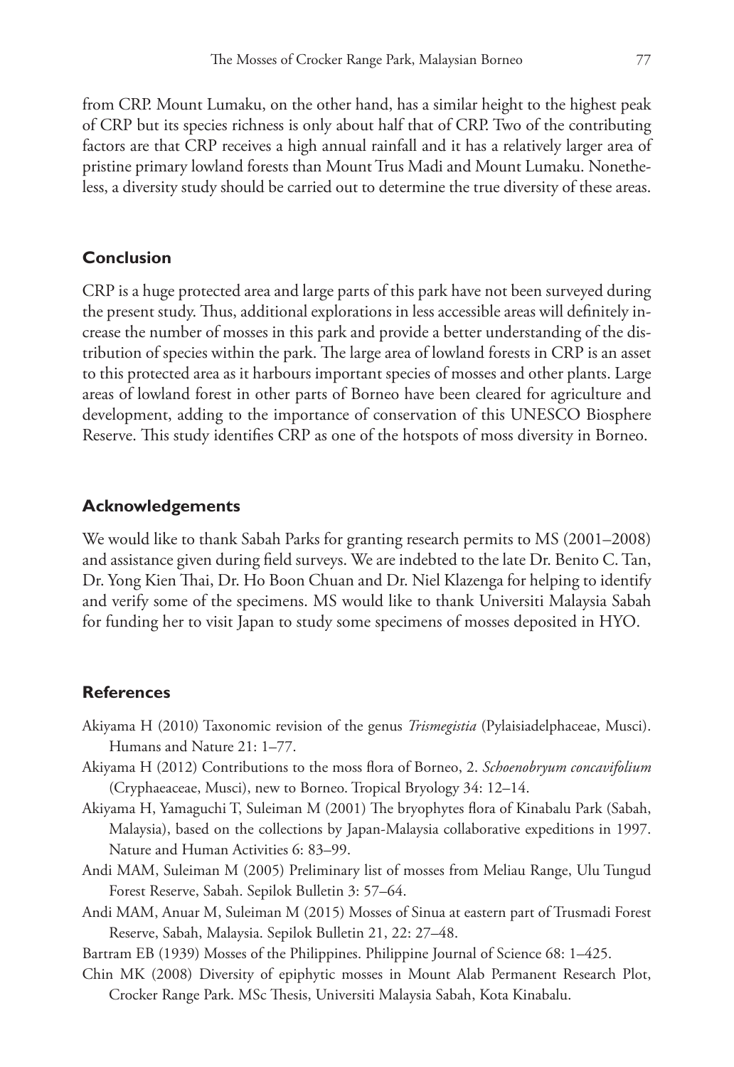from CRP. Mount Lumaku, on the other hand, has a similar height to the highest peak of CRP but its species richness is only about half that of CRP. Two of the contributing factors are that CRP receives a high annual rainfall and it has a relatively larger area of pristine primary lowland forests than Mount Trus Madi and Mount Lumaku. Nonetheless, a diversity study should be carried out to determine the true diversity of these areas.

## Conclusion

CRP is a huge protected area and large parts of this park have not been surveyed during the present study. Thus, additional explorations in less accessible areas will definitely increase the number of mosses in this park and provide a better understanding of the distribution of species within the park. The large area of lowland forests in CRP is an asset to this protected area as it harbours important species of mosses and other plants. Large areas of lowland forest in other parts of Borneo have been cleared for agriculture and development, adding to the importance of conservation of this UNESCO Biosphere Reserve. This study identifies CRP as one of the hotspots of moss diversity in Borneo.

## Acknowledgements

We would like to thank Sabah Parks for granting research permits to MS (2001–2008) and assistance given during field surveys. We are indebted to the late Dr. Benito C. Tan, Dr. Yong Kien Thai, Dr. Ho Boon Chuan and Dr. Niel Klazenga for helping to identify and verify some of the specimens. MS would like to thank Universiti Malaysia Sabah for funding her to visit Japan to study some specimens of mosses deposited in HYO.

## References

Akiyama H (2010) Taxonomic revision of the genus *Trismegistia* (Pylaisiadelphaceae, Musci). Humans and Nature 21: 1–77.

Akiyama H (2012) Contributions to the moss flora of Borneo, 2. *Schoenobryum concavifolium* (Cryphaeaceae, Musci), new to Borneo. Tropical Bryology 34: 12–14.

Akiyama H, Yamaguchi T, Suleiman M (2001) The bryophytes flora of Kinabalu Park (Sabah, Malaysia), based on the collections by Japan-Malaysia collaborative expeditions in 1997. Nature and Human Activities 6: 83–99.

Andi MAM, Suleiman M (2005) Preliminary list of mosses from Meliau Range, Ulu Tungud Forest Reserve, Sabah. Sepilok Bulletin 3: 57–64.

Andi MAM, Anuar M, Suleiman M (2015) Mosses of Sinua at eastern part of Trusmadi Forest Reserve, Sabah, Malaysia. Sepilok Bulletin 21, 22: 27–48.

Bartram EB (1939) Mosses of the Philippines. Philippine Journal of Science 68: 1–425.

Chin MK (2008) Diversity of epiphytic mosses in Mount Alab Permanent Research Plot, Crocker Range Park. MSc Thesis, Universiti Malaysia Sabah, Kota Kinabalu.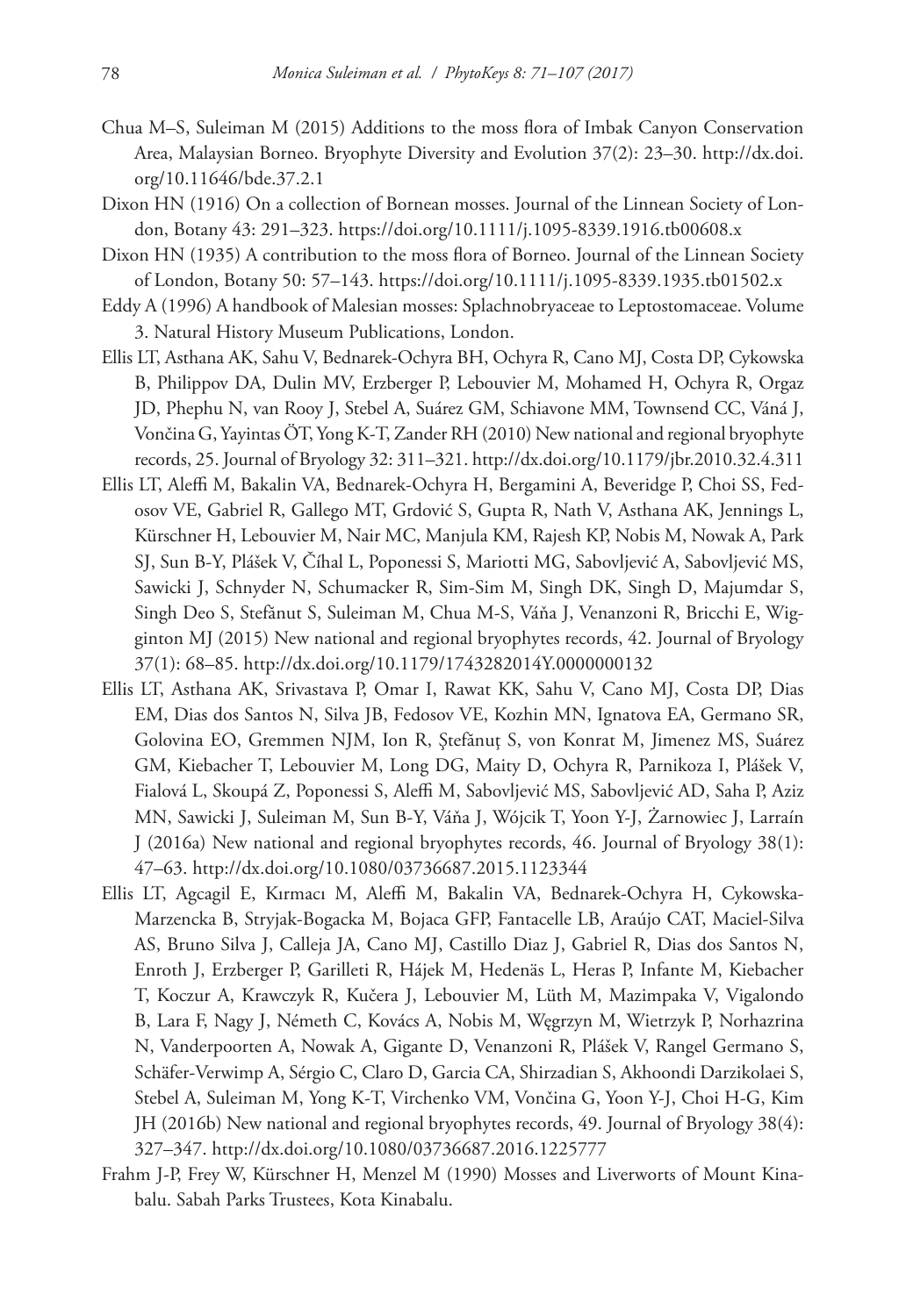Chua M–S, Suleiman M (2015) Additions to the moss flora of Imbak Canyon Conservation Area, Malaysian Borneo. Bryophyte Diversity and Evolution 37(2): 23–30. http://dx.doi.org/10.11646/bde.37.2.1

Dixon HN (1916) On a collection of Bornean mosses. Journal of the Linnean Society of London, Botany 43: 291–323. https://doi.org/10.1111/j.1095-8339.1916.tb00608.x

Dixon HN (1935) A contribution to the moss flora of Borneo. Journal of the Linnean Society of London, Botany 50: 57–143. https://doi.org/10.1111/j.1095-8339.1935.tb01502.x

Eddy A (1996) A handbook of Malesian mosses: Splachnobryaceae to Leptostomaceae. Volume 3. Natural History Museum Publications, London.

Ellis LT, Asthana AK, Sahu V, Bednarek-Ochyra BH, Ochyra R, Cano MJ, Costa DP, Cykowska B, Philippov DA, Dulin MV, Erzberger P, Lebouvier M, Mohamed H, Ochyra R, Orgaz JD, Phephu N, van Rooy J, Stebel A, Suárez GM, Schiavone MM, Townsend CC, Váná J, Vončina G, Yayintas ÖT, Yong K-T, Zander RH (2010) New national and regional bryophyte records, 25. Journal of Bryology 32: 311–321. http://dx.doi.org/10.1179/jbr.2010.32.4.311

Ellis LT, Aleffi M, Bakalin VA, Bednarek-Ochyra H, Bergamini A, Beveridge P, Choi SS, Fedosov VE, Gabriel R, Gallego MT, Grdović S, Gupta R, Nath V, Asthana AK, Jennings L, Kürschner H, Lebouvier M, Nair MC, Manjula KM, Rajesh KP, Nobis M, Nowak A, Park SJ, Sun B-Y, Plášek V, Číhal L, Poponessi S, Mariotti MG, Sabovljević A, Sabovljević MS, Sawicki J, Schnyder N, Schumacker R, Sim-Sim M, Singh DK, Singh D, Majumdar S, Singh Deo S, Stefănut S, Suleiman M, Chua M-S, Váňa J, Venanzoni R, Bricchi E, Wigginton MJ (2015) New national and regional bryophytes records, 42. Journal of Bryology 37(1): 68–85. http://dx.doi.org/10.1179/1743282014Y.0000000132

Ellis LT, Asthana AK, Srivastava P, Omar I, Rawat KK, Sahu V, Cano MJ, Costa DP, Dias EM, Dias dos Santos N, Silva JB, Fedosov VE, Kozhin MN, Ignatova EA, Germano SR, Golovina EO, Gremmen NJM, Ion R, Ştefănuţ S, von Konrat M, Jimenez MS, Suárez GM, Kiebacher T, Lebouvier M, Long DG, Maity D, Ochyra R, Parnikoza I, Plášek V, Fialová L, Skoupá Z, Poponessi S, Aleffi M, Sabovljević MS, Sabovljević AD, Saha P, Aziz MN, Sawicki J, Suleiman M, Sun B-Y, Váňa J, Wójcik T, Yoon Y-J, Żarnowiec J, Larraín J (2016a) New national and regional bryophytes records, 46. Journal of Bryology 38(1): 47–63. http://dx.doi.org/10.1080/03736687.2015.1123344

Ellis LT, Agcagil E, Kırmacı M, Aleffi M, Bakalin VA, Bednarek-Ochyra H, Cykowska-Marzencka B, Stryjak-Bogacka M, Bojaca GFP, Fantacelle LB, Araújo CAT, Maciel-Silva AS, Bruno Silva J, Calleja JA, Cano MJ, Castillo Diaz J, Gabriel R, Dias dos Santos N, Enroth J, Erzberger P, Garilleti R, Hájek M, Hedenäs L, Heras P, Infante M, Kiebacher T, Koczur A, Krawczyk R, Kučera J, Lebouvier M, Lüth M, Mazimpaka V, Vigalondo B, Lara F, Nagy J, Németh C, Kovács A, Nobis M, Węgrzyn M, Wietrzyk P, Norhazrina N, Vanderpoorten A, Nowak A, Gigante D, Venanzoni R, Plášek V, Rangel Germano S, Schäfer-Verwimp A, Sérgio C, Claro D, Garcia CA, Shirzadian S, Akhoondi Darzikolaei S, Stebel A, Suleiman M, Yong K-T, Virchenko VM, Vončina G, Yoon Y-J, Choi H-G, Kim JH (2016b) New national and regional bryophytes records, 49. Journal of Bryology 38(4): 327–347. http://dx.doi.org/10.1080/03736687.2016.1225777

Frahm J-P, Frey W, Kürschner H, Menzel M (1990) Mosses and Liverworts of Mount Kinabalu. Sabah Parks Trustees, Kota Kinabalu.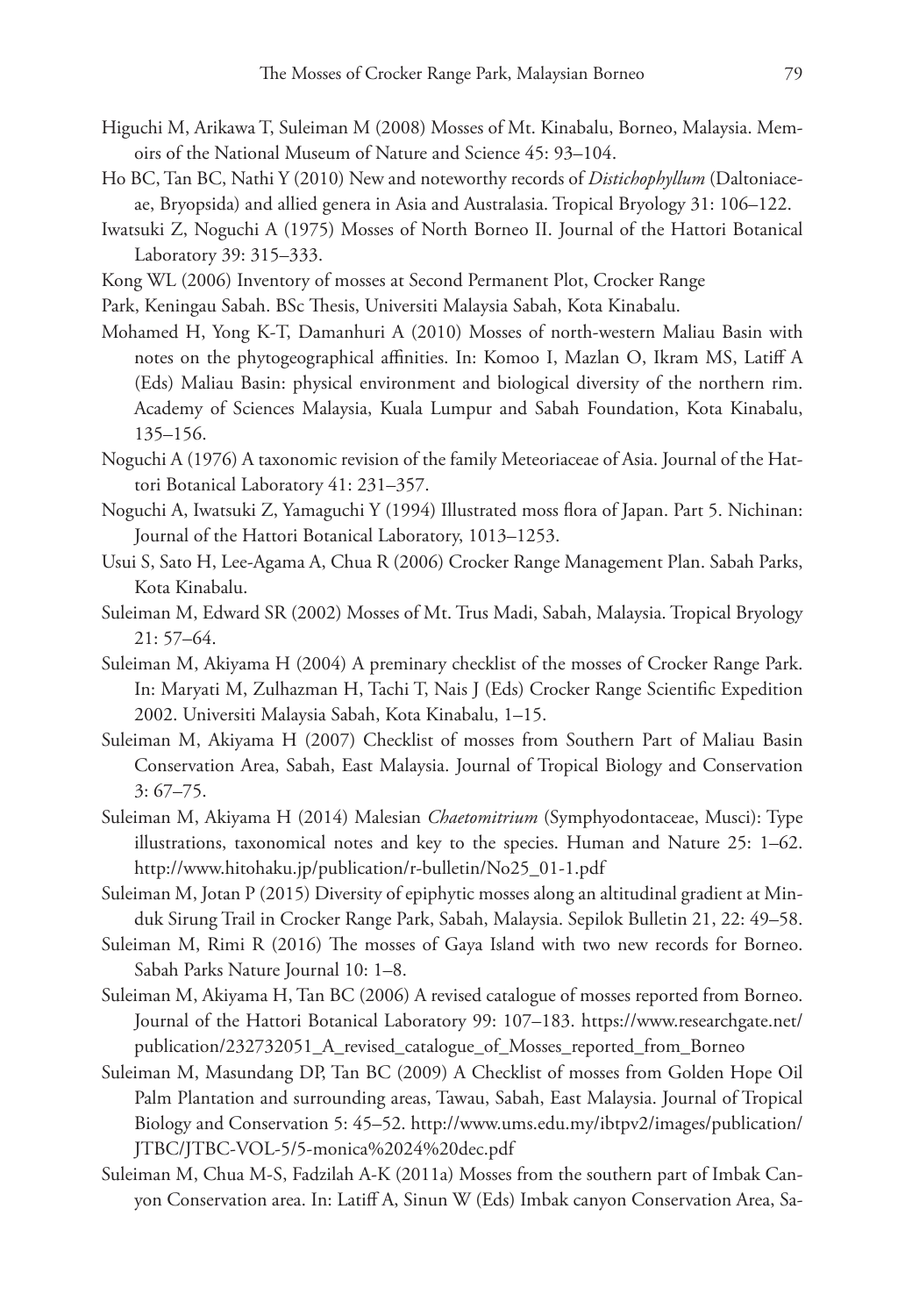Higuchi M, Arikawa T, Suleiman M (2008) Mosses of Mt. Kinabalu, Borneo, Malaysia. Memoirs of the National Museum of Nature and Science 45: 93–104.

Ho BC, Tan BC, Nathi Y (2010) New and noteworthy records of *Distichophyllum* (Daltoniaceae, Bryopsida) and allied genera in Asia and Australasia. Tropical Bryology 31: 106–122.

Iwatsuki Z, Noguchi A (1975) Mosses of North Borneo II. Journal of the Hattori Botanical Laboratory 39: 315–333.

Kong WL (2006) Inventory of mosses at Second Permanent Plot, Crocker Range

Park, Keningau Sabah. BSc Thesis, Universiti Malaysia Sabah, Kota Kinabalu.

Mohamed H, Yong K-T, Damanhuri A (2010) Mosses of north-western Maliau Basin with notes on the phytogeographical affinities. In: Komoo I, Mazlan O, Ikram MS, Latiff A (Eds) Maliau Basin: physical environment and biological diversity of the northern rim. Academy of Sciences Malaysia, Kuala Lumpur and Sabah Foundation, Kota Kinabalu, 135–156.

Noguchi A (1976) A taxonomic revision of the family Meteoriaceae of Asia. Journal of the Hattori Botanical Laboratory 41: 231–357.

Noguchi A, Iwatsuki Z, Yamaguchi Y (1994) Illustrated moss flora of Japan. Part 5. Nichinan: Journal of the Hattori Botanical Laboratory, 1013–1253.

Usui S, Sato H, Lee-Agama A, Chua R (2006) Crocker Range Management Plan. Sabah Parks, Kota Kinabalu.

Suleiman M, Edward SR (2002) Mosses of Mt. Trus Madi, Sabah, Malaysia. Tropical Bryology 21: 57–64.

Suleiman M, Akiyama H (2004) A preminary checklist of the mosses of Crocker Range Park. In: Maryati M, Zulhazman H, Tachi T, Nais J (Eds) Crocker Range Scientific Expedition 2002. Universiti Malaysia Sabah, Kota Kinabalu, 1–15.

Suleiman M, Akiyama H (2007) Checklist of mosses from Southern Part of Maliau Basin Conservation Area, Sabah, East Malaysia. Journal of Tropical Biology and Conservation 3: 67–75.

Suleiman M, Akiyama H (2014) Malesian *Chaetomitrium* (Symphyodontaceae, Musci): Type illustrations, taxonomical notes and key to the species. Human and Nature 25: 1–62. http://www.hitohaku.jp/publication/r-bulletin/No25_01-1.pdf

Suleiman M, Jotan P (2015) Diversity of epiphytic mosses along an altitudinal gradient at Minduk Sirung Trail in Crocker Range Park, Sabah, Malaysia. Sepilok Bulletin 21, 22: 49–58.

Suleiman M, Rimi R (2016) The mosses of Gaya Island with two new records for Borneo. Sabah Parks Nature Journal 10: 1–8.

Suleiman M, Akiyama H, Tan BC (2006) A revised catalogue of mosses reported from Borneo. Journal of the Hattori Botanical Laboratory 99: 107–183. https://www.researchgate.net/publication/232732051_A_revised_catalogue_of_Mosses_reported_from_Borneo

Suleiman M, Masundang DP, Tan BC (2009) A Checklist of mosses from Golden Hope Oil Palm Plantation and surrounding areas, Tawau, Sabah, East Malaysia. Journal of Tropical Biology and Conservation 5: 45–52. http://www.ums.edu.my/ibtpv2/images/publication/JTBC/JTBC-VOL-5/5-monica%2024%20dec.pdf

Suleiman M, Chua M-S, Fadzilah A-K (2011a) Mosses from the southern part of Imbak Canyon Conservation area. In: Latiff A, Sinun W (Eds) Imbak canyon Conservation Area, Sa-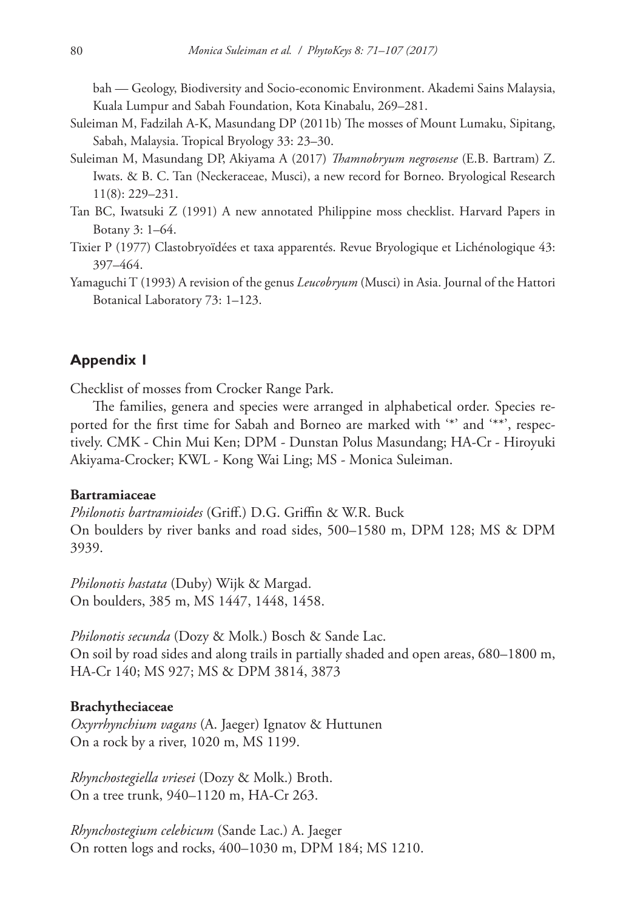bah — Geology, Biodiversity and Socio-economic Environment. Akademi Sains Malaysia, Kuala Lumpur and Sabah Foundation, Kota Kinabalu, 269–281.

Suleiman M, Fadzilah A-K, Masundang DP (2011b) The mosses of Mount Lumaku, Sipitang, Sabah, Malaysia. Tropical Bryology 33: 23–30.

Suleiman M, Masundang DP, Akiyama A (2017) *Thamnobryum negrosense* (E.B. Bartram) Z. Iwats. & B. C. Tan (Neckeraceae, Musci), a new record for Borneo. Bryological Research 11(8): 229–231.

Tan BC, Iwatsuki Z (1991) A new annotated Philippine moss checklist. Harvard Papers in Botany 3: 1–64.

Tixier P (1977) Clastobryoïdées et taxa apparentés. Revue Bryologique et Lichénologique 43: 397–464.

Yamaguchi T (1993) A revision of the genus *Leucobryum* (Musci) in Asia. Journal of the Hattori Botanical Laboratory 73: 1–123.

## Appendix 1

Checklist of mosses from Crocker Range Park.

The families, genera and species were arranged in alphabetical order. Species reported for the first time for Sabah and Borneo are marked with '*' and '**', respectively. CMK - Chin Mui Ken; DPM - Dunstan Polus Masundang; HA-Cr - Hiroyuki Akiyama-Crocker; KWL - Kong Wai Ling; MS - Monica Suleiman.

**Bartramiaceae**

*Philonotis bartramioides* (Griff.) D.G. Griffin & W.R. Buck
On boulders by river banks and road sides, 500–1580 m, DPM 128; MS & DPM 3939.

*Philonotis hastata* (Duby) Wijk & Margad.
On boulders, 385 m, MS 1447, 1448, 1458.

*Philonotis secunda* (Dozy & Molk.) Bosch & Sande Lac.
On soil by road sides and along trails in partially shaded and open areas, 680–1800 m, HA-Cr 140; MS 927; MS & DPM 3814, 3873

**Brachytheciaceae**

*Oxyrrhynchium vagans* (A. Jaeger) Ignatov & Huttunen
On a rock by a river, 1020 m, MS 1199.

*Rhynchostegiella vriesei* (Dozy & Molk.) Broth.
On a tree trunk, 940–1120 m, HA-Cr 263.

*Rhynchostegium celebicum* (Sande Lac.) A. Jaeger
On rotten logs and rocks, 400–1030 m, DPM 184; MS 1210.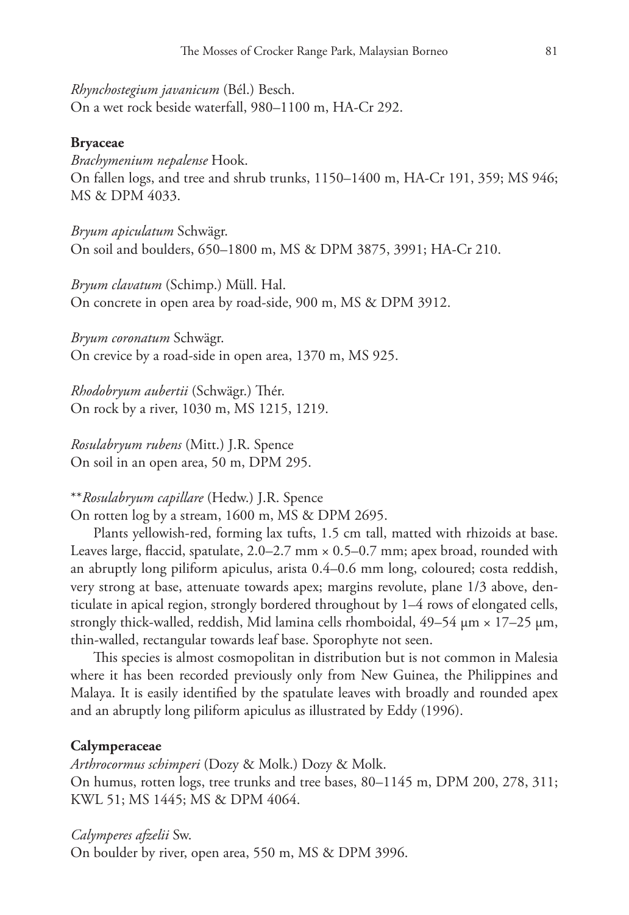*Rhynchostegium javanicum* (Bél.) Besch.
On a wet rock beside waterfall, 980–1100 m, HA-Cr 292.

**Bryaceae**

*Brachymenium nepalense* Hook.
On fallen logs, and tree and shrub trunks, 1150–1400 m, HA-Cr 191, 359; MS 946; MS & DPM 4033.

*Bryum apiculatum* Schwägr.
On soil and boulders, 650–1800 m, MS & DPM 3875, 3991; HA-Cr 210.

*Bryum clavatum* (Schimp.) Müll. Hal.
On concrete in open area by road-side, 900 m, MS & DPM 3912.

*Bryum coronatum* Schwägr.
On crevice by a road-side in open area, 1370 m, MS 925.

*Rhodobryum aubertii* (Schwägr.) Thér.
On rock by a river, 1030 m, MS 1215, 1219.

*Rosulabryum rubens* (Mitt.) J.R. Spence
On soil in an open area, 50 m, DPM 295.

***Rosulabryum capillare* (Hedw.) J.R. Spence
On rotten log by a stream, 1600 m, MS & DPM 2695.

Plants yellowish-red, forming lax tufts, 1.5 cm tall, matted with rhizoids at base. Leaves large, flaccid, spatulate, 2.0–2.7 mm × 0.5–0.7 mm; apex broad, rounded with an abruptly long piliform apiculus, arista 0.4–0.6 mm long, coloured; costa reddish, very strong at base, attenuate towards apex; margins revolute, plane 1/3 above, denticulate in apical region, strongly bordered throughout by 1–4 rows of elongated cells, strongly thick-walled, reddish, Mid lamina cells rhomboidal, 49–54 µm × 17–25 µm, thin-walled, rectangular towards leaf base. Sporophyte not seen.

This species is almost cosmopolitan in distribution but is not common in Malesia where it has been recorded previously only from New Guinea, the Philippines and Malaya. It is easily identified by the spatulate leaves with broadly and rounded apex and an abruptly long piliform apiculus as illustrated by Eddy (1996).

**Calymperaceae**

*Arthrocormus schimperi* (Dozy & Molk.) Dozy & Molk.
On humus, rotten logs, tree trunks and tree bases, 80–1145 m, DPM 200, 278, 311; KWL 51; MS 1445; MS & DPM 4064.

*Calymperes afzelii* Sw.
On boulder by river, open area, 550 m, MS & DPM 3996.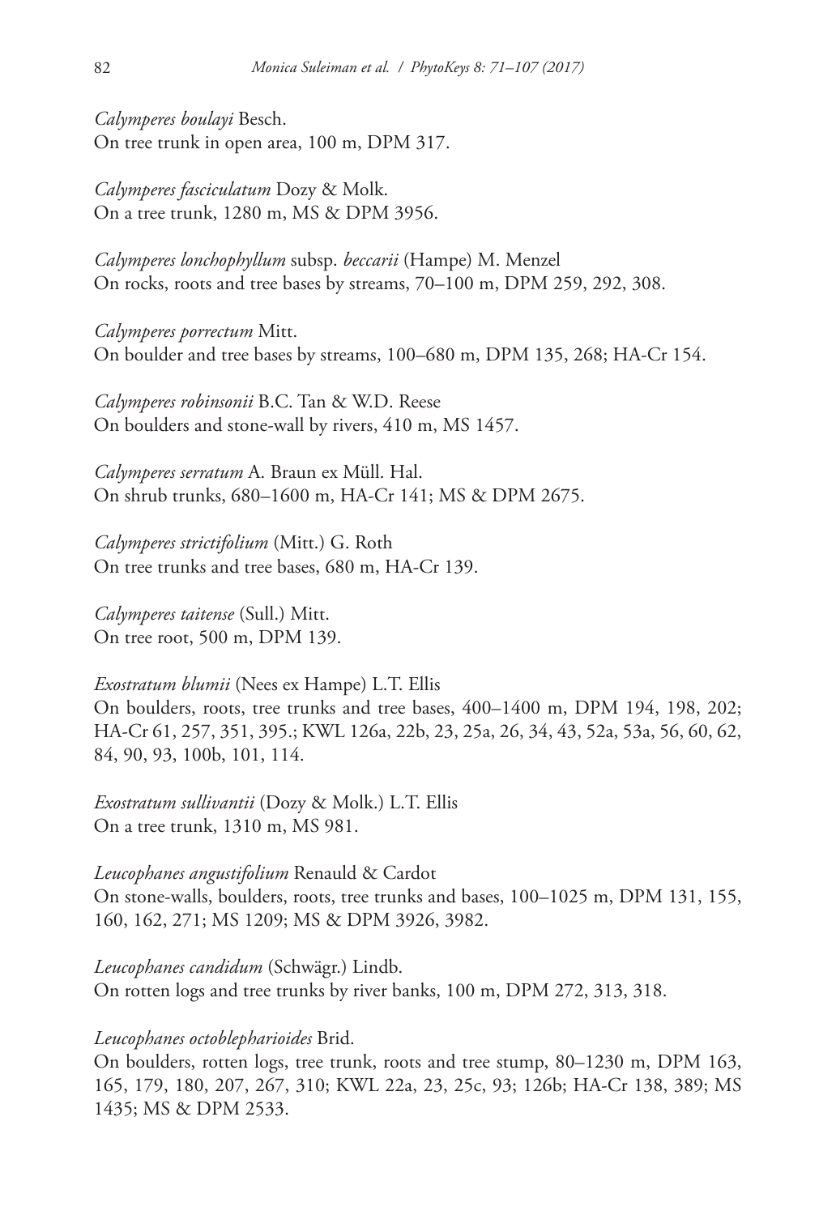*Calymperes boulayi* Besch.
On tree trunk in open area, 100 m, DPM 317.

*Calymperes fasciculatum* Dozy & Molk.
On a tree trunk, 1280 m, MS & DPM 3956.

*Calymperes lonchophyllum* subsp. *beccarii* (Hampe) M. Menzel
On rocks, roots and tree bases by streams, 70–100 m, DPM 259, 292, 308.

*Calymperes porrectum* Mitt.
On boulder and tree bases by streams, 100–680 m, DPM 135, 268; HA-Cr 154.

*Calymperes robinsonii* B.C. Tan & W.D. Reese
On boulders and stone-wall by rivers, 410 m, MS 1457.

*Calymperes serratum* A. Braun ex Müll. Hal.
On shrub trunks, 680–1600 m, HA-Cr 141; MS & DPM 2675.

*Calymperes strictifolium* (Mitt.) G. Roth
On tree trunks and tree bases, 680 m, HA-Cr 139.

*Calymperes taitense* (Sull.) Mitt.
On tree root, 500 m, DPM 139.

*Exostratum blumii* (Nees ex Hampe) L.T. Ellis
On boulders, roots, tree trunks and tree bases, 400–1400 m, DPM 194, 198, 202; HA-Cr 61, 257, 351, 395.; KWL 126a, 22b, 23, 25a, 26, 34, 43, 52a, 53a, 56, 60, 62, 84, 90, 93, 100b, 101, 114.

*Exostratum sullivantii* (Dozy & Molk.) L.T. Ellis
On a tree trunk, 1310 m, MS 981.

*Leucophanes angustifolium* Renauld & Cardot
On stone-walls, boulders, roots, tree trunks and bases, 100–1025 m, DPM 131, 155, 160, 162, 271; MS 1209; MS & DPM 3926, 3982.

*Leucophanes candidum* (Schwägr.) Lindb.
On rotten logs and tree trunks by river banks, 100 m, DPM 272, 313, 318.

*Leucophanes octoblepharioides* Brid.
On boulders, rotten logs, tree trunk, roots and tree stump, 80–1230 m, DPM 163, 165, 179, 180, 207, 267, 310; KWL 22a, 23, 25c, 93; 126b; HA-Cr 138, 389; MS 1435; MS & DPM 2533.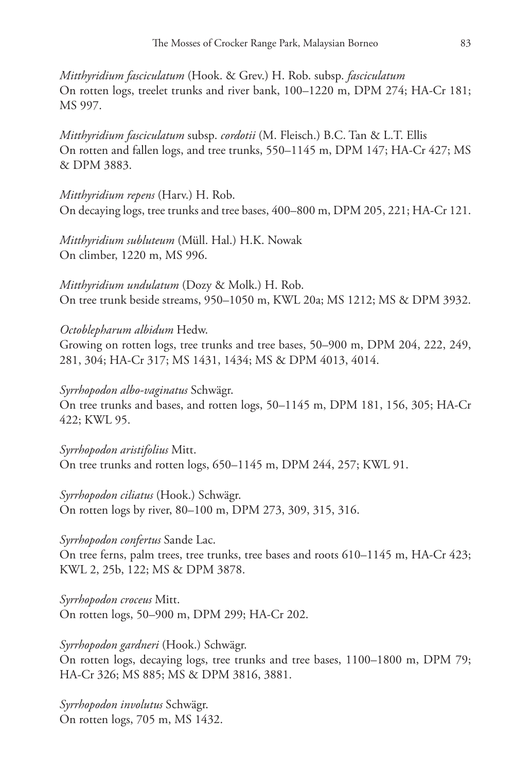*Mitthyridium fasciculatum* (Hook. & Grev.) H. Rob. subsp. *fasciculatum*
On rotten logs, treelet trunks and river bank, 100–1220 m, DPM 274; HA-Cr 181; MS 997.

*Mitthyridium fasciculatum* subsp. *cordotii* (M. Fleisch.) B.C. Tan & L.T. Ellis
On rotten and fallen logs, and tree trunks, 550–1145 m, DPM 147; HA-Cr 427; MS & DPM 3883.

*Mitthyridium repens* (Harv.) H. Rob.
On decaying logs, tree trunks and tree bases, 400–800 m, DPM 205, 221; HA-Cr 121.

*Mitthyridium subluteum* (Müll. Hal.) H.K. Nowak
On climber, 1220 m, MS 996.

*Mitthyridium undulatum* (Dozy & Molk.) H. Rob.
On tree trunk beside streams, 950–1050 m, KWL 20a; MS 1212; MS & DPM 3932.

*Octoblepharum albidum* Hedw.
Growing on rotten logs, tree trunks and tree bases, 50–900 m, DPM 204, 222, 249, 281, 304; HA-Cr 317; MS 1431, 1434; MS & DPM 4013, 4014.

*Syrrhopodon albo-vaginatus* Schwägr.
On tree trunks and bases, and rotten logs, 50–1145 m, DPM 181, 156, 305; HA-Cr 422; KWL 95.

*Syrrhopodon aristifolius* Mitt.
On tree trunks and rotten logs, 650–1145 m, DPM 244, 257; KWL 91.

*Syrrhopodon ciliatus* (Hook.) Schwägr.
On rotten logs by river, 80–100 m, DPM 273, 309, 315, 316.

*Syrrhopodon confertus* Sande Lac.
On tree ferns, palm trees, tree trunks, tree bases and roots 610–1145 m, HA-Cr 423; KWL 2, 25b, 122; MS & DPM 3878.

*Syrrhopodon croceus* Mitt.
On rotten logs, 50–900 m, DPM 299; HA-Cr 202.

*Syrrhopodon gardneri* (Hook.) Schwägr.
On rotten logs, decaying logs, tree trunks and tree bases, 1100–1800 m, DPM 79; HA-Cr 326; MS 885; MS & DPM 3816, 3881.

*Syrrhopodon involutus* Schwägr.
On rotten logs, 705 m, MS 1432.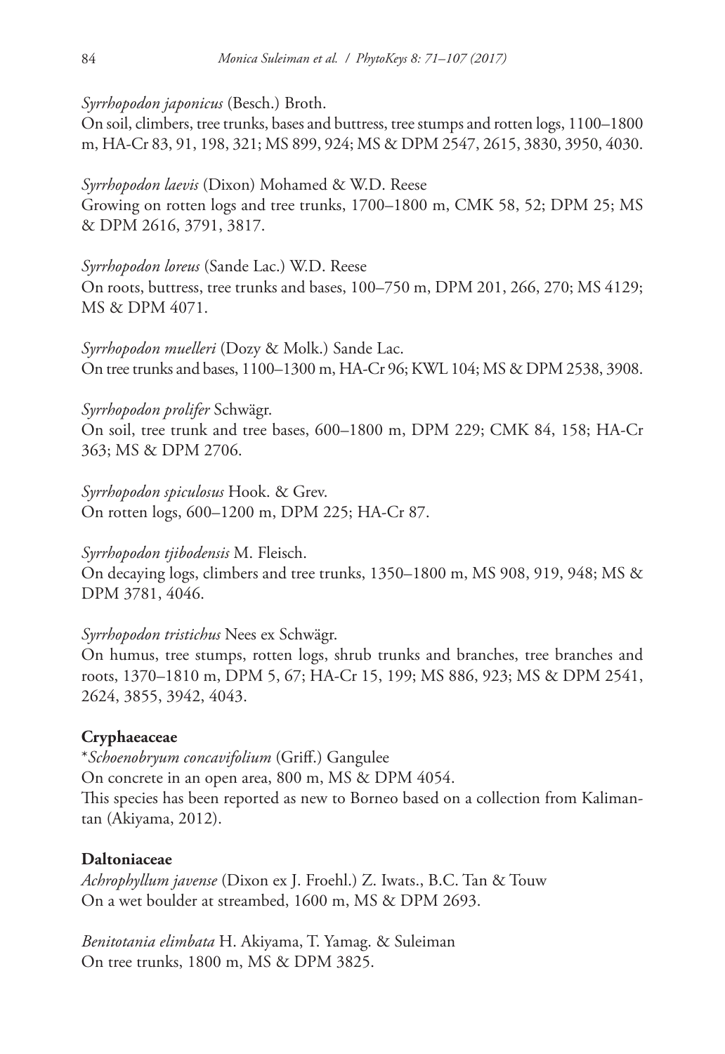*Syrrhopodon japonicus* (Besch.) Broth.
On soil, climbers, tree trunks, bases and buttress, tree stumps and rotten logs, 1100–1800 m, HA-Cr 83, 91, 198, 321; MS 899, 924; MS & DPM 2547, 2615, 3830, 3950, 4030.

*Syrrhopodon laevis* (Dixon) Mohamed & W.D. Reese
Growing on rotten logs and tree trunks, 1700–1800 m, CMK 58, 52; DPM 25; MS & DPM 2616, 3791, 3817.

*Syrrhopodon loreus* (Sande Lac.) W.D. Reese
On roots, buttress, tree trunks and bases, 100–750 m, DPM 201, 266, 270; MS 4129; MS & DPM 4071.

*Syrrhopodon muelleri* (Dozy & Molk.) Sande Lac.
On tree trunks and bases, 1100–1300 m, HA-Cr 96; KWL 104; MS & DPM 2538, 3908.

*Syrrhopodon prolifer* Schwägr.
On soil, tree trunk and tree bases, 600–1800 m, DPM 229; CMK 84, 158; HA-Cr 363; MS & DPM 2706.

*Syrrhopodon spiculosus* Hook. & Grev.
On rotten logs, 600–1200 m, DPM 225; HA-Cr 87.

*Syrrhopodon tjibodensis* M. Fleisch.
On decaying logs, climbers and tree trunks, 1350–1800 m, MS 908, 919, 948; MS & DPM 3781, 4046.

*Syrrhopodon tristichus* Nees ex Schwägr.
On humus, tree stumps, rotten logs, shrub trunks and branches, tree branches and roots, 1370–1810 m, DPM 5, 67; HA-Cr 15, 199; MS 886, 923; MS & DPM 2541, 2624, 3855, 3942, 4043.

**Cryphaeaceae**

**Schoenobryum concavifolium* (Griff.) Gangulee
On concrete in an open area, 800 m, MS & DPM 4054.
This species has been reported as new to Borneo based on a collection from Kalimantan (Akiyama, 2012).

**Daltoniaceae**

*Achrophyllum javense* (Dixon ex J. Froehl.) Z. Iwats., B.C. Tan & Touw
On a wet boulder at streambed, 1600 m, MS & DPM 2693.

*Benitotania elimbata* H. Akiyama, T. Yamag. & Suleiman
On tree trunks, 1800 m, MS & DPM 3825.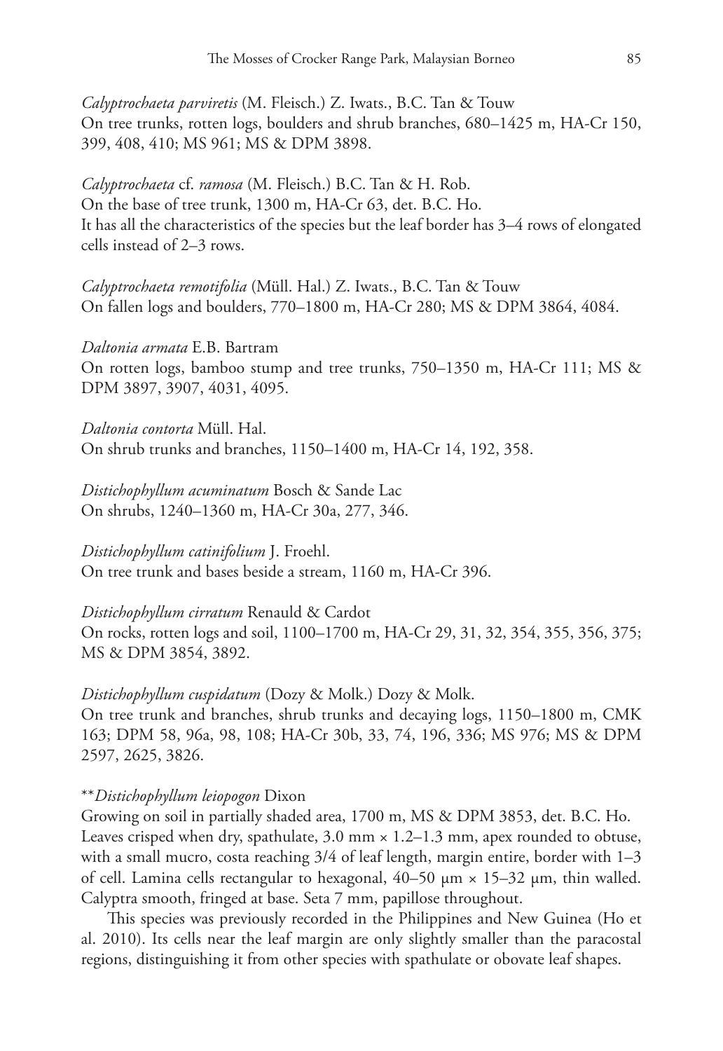*Calyptrochaeta parviretis* (M. Fleisch.) Z. Iwats., B.C. Tan & Touw
On tree trunks, rotten logs, boulders and shrub branches, 680–1425 m, HA-Cr 150, 399, 408, 410; MS 961; MS & DPM 3898.

*Calyptrochaeta* cf. *ramosa* (M. Fleisch.) B.C. Tan & H. Rob.
On the base of tree trunk, 1300 m, HA-Cr 63, det. B.C. Ho.
It has all the characteristics of the species but the leaf border has 3–4 rows of elongated cells instead of 2–3 rows.

*Calyptrochaeta remotifolia* (Müll. Hal.) Z. Iwats., B.C. Tan & Touw
On fallen logs and boulders, 770–1800 m, HA-Cr 280; MS & DPM 3864, 4084.

*Daltonia armata* E.B. Bartram
On rotten logs, bamboo stump and tree trunks, 750–1350 m, HA-Cr 111; MS & DPM 3897, 3907, 4031, 4095.

*Daltonia contorta* Müll. Hal.
On shrub trunks and branches, 1150–1400 m, HA-Cr 14, 192, 358.

*Distichophyllum acuminatum* Bosch & Sande Lac
On shrubs, 1240–1360 m, HA-Cr 30a, 277, 346.

*Distichophyllum catinifolium* J. Froehl.
On tree trunk and bases beside a stream, 1160 m, HA-Cr 396.

*Distichophyllum cirratum* Renauld & Cardot
On rocks, rotten logs and soil, 1100–1700 m, HA-Cr 29, 31, 32, 354, 355, 356, 375; MS & DPM 3854, 3892.

*Distichophyllum cuspidatum* (Dozy & Molk.) Dozy & Molk.
On tree trunk and branches, shrub trunks and decaying logs, 1150–1800 m, CMK 163; DPM 58, 96a, 98, 108; HA-Cr 30b, 33, 74, 196, 336; MS 976; MS & DPM 2597, 2625, 3826.

**\*\****Distichophyllum leiopogon* Dixon
Growing on soil in partially shaded area, 1700 m, MS & DPM 3853, det. B.C. Ho.
Leaves crisped when dry, spathulate, 3.0 mm × 1.2–1.3 mm, apex rounded to obtuse, with a small mucro, costa reaching 3/4 of leaf length, margin entire, border with 1–3 of cell. Lamina cells rectangular to hexagonal, 40–50 μm × 15–32 μm, thin walled. Calyptra smooth, fringed at base. Seta 7 mm, papillose throughout.

This species was previously recorded in the Philippines and New Guinea (Ho et al. 2010). Its cells near the leaf margin are only slightly smaller than the paracostal regions, distinguishing it from other species with spathulate or obovate leaf shapes.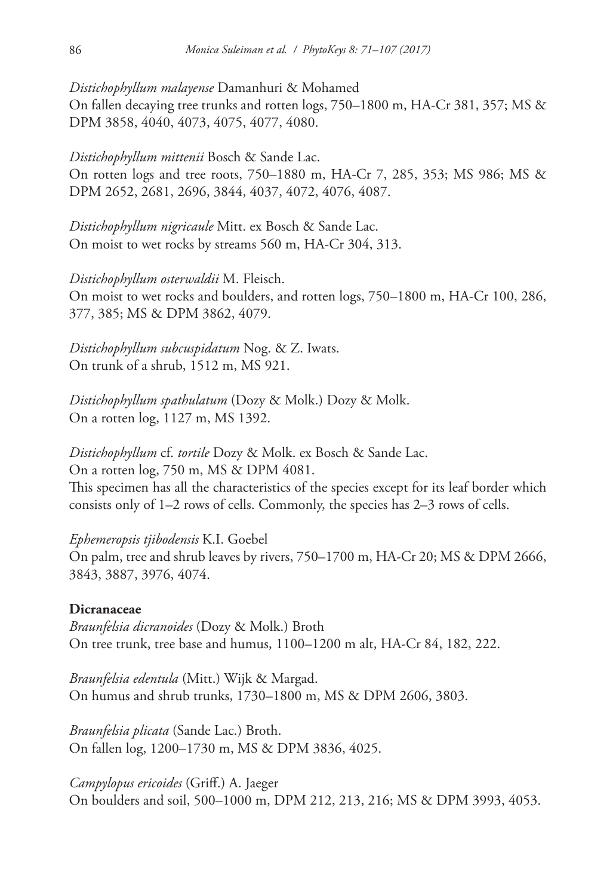*Distichophyllum malayense* Damanhuri & Mohamed
On fallen decaying tree trunks and rotten logs, 750–1800 m, HA-Cr 381, 357; MS & DPM 3858, 4040, 4073, 4075, 4077, 4080.

*Distichophyllum mittenii* Bosch & Sande Lac.
On rotten logs and tree roots, 750–1880 m, HA-Cr 7, 285, 353; MS 986; MS & DPM 2652, 2681, 2696, 3844, 4037, 4072, 4076, 4087.

*Distichophyllum nigricaule* Mitt. ex Bosch & Sande Lac.
On moist to wet rocks by streams 560 m, HA-Cr 304, 313.

*Distichophyllum osterwaldii* M. Fleisch.
On moist to wet rocks and boulders, and rotten logs, 750–1800 m, HA-Cr 100, 286, 377, 385; MS & DPM 3862, 4079.

*Distichophyllum subcuspidatum* Nog. & Z. Iwats.
On trunk of a shrub, 1512 m, MS 921.

*Distichophyllum spathulatum* (Dozy & Molk.) Dozy & Molk.
On a rotten log, 1127 m, MS 1392.

*Distichophyllum* cf. *tortile* Dozy & Molk. ex Bosch & Sande Lac.
On a rotten log, 750 m, MS & DPM 4081.
This specimen has all the characteristics of the species except for its leaf border which consists only of 1–2 rows of cells. Commonly, the species has 2–3 rows of cells.

*Ephemeropsis tjibodensis* K.I. Goebel
On palm, tree and shrub leaves by rivers, 750–1700 m, HA-Cr 20; MS & DPM 2666, 3843, 3887, 3976, 4074.

**Dicranaceae**

*Braunfelsia dicranoides* (Dozy & Molk.) Broth
On tree trunk, tree base and humus, 1100–1200 m alt, HA-Cr 84, 182, 222.

*Braunfelsia edentula* (Mitt.) Wijk & Margad.
On humus and shrub trunks, 1730–1800 m, MS & DPM 2606, 3803.

*Braunfelsia plicata* (Sande Lac.) Broth.
On fallen log, 1200–1730 m, MS & DPM 3836, 4025.

*Campylopus ericoides* (Griff.) A. Jaeger
On boulders and soil, 500–1000 m, DPM 212, 213, 216; MS & DPM 3993, 4053.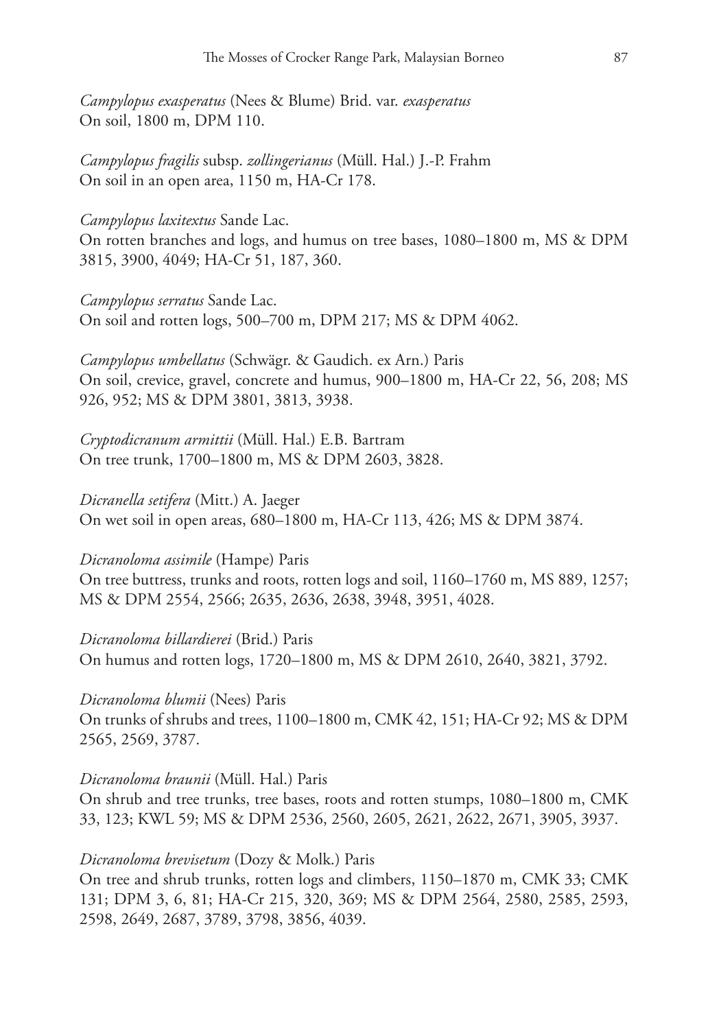*Campylopus exasperatus* (Nees & Blume) Brid. var. *exasperatus*
On soil, 1800 m, DPM 110.

*Campylopus fragilis* subsp. *zollingerianus* (Müll. Hal.) J.-P. Frahm
On soil in an open area, 1150 m, HA-Cr 178.

*Campylopus laxitextus* Sande Lac.
On rotten branches and logs, and humus on tree bases, 1080–1800 m, MS & DPM 3815, 3900, 4049; HA-Cr 51, 187, 360.

*Campylopus serratus* Sande Lac.
On soil and rotten logs, 500–700 m, DPM 217; MS & DPM 4062.

*Campylopus umbellatus* (Schwägr. & Gaudich. ex Arn.) Paris
On soil, crevice, gravel, concrete and humus, 900–1800 m, HA-Cr 22, 56, 208; MS 926, 952; MS & DPM 3801, 3813, 3938.

*Cryptodicranum armittii* (Müll. Hal.) E.B. Bartram
On tree trunk, 1700–1800 m, MS & DPM 2603, 3828.

*Dicranella setifera* (Mitt.) A. Jaeger
On wet soil in open areas, 680–1800 m, HA-Cr 113, 426; MS & DPM 3874.

*Dicranoloma assimile* (Hampe) Paris
On tree buttress, trunks and roots, rotten logs and soil, 1160–1760 m, MS 889, 1257; MS & DPM 2554, 2566; 2635, 2636, 2638, 3948, 3951, 4028.

*Dicranoloma billardierei* (Brid.) Paris
On humus and rotten logs, 1720–1800 m, MS & DPM 2610, 2640, 3821, 3792.

*Dicranoloma blumii* (Nees) Paris
On trunks of shrubs and trees, 1100–1800 m, CMK 42, 151; HA-Cr 92; MS & DPM 2565, 2569, 3787.

*Dicranoloma braunii* (Müll. Hal.) Paris
On shrub and tree trunks, tree bases, roots and rotten stumps, 1080–1800 m, CMK 33, 123; KWL 59; MS & DPM 2536, 2560, 2605, 2621, 2622, 2671, 3905, 3937.

*Dicranoloma brevisetum* (Dozy & Molk.) Paris
On tree and shrub trunks, rotten logs and climbers, 1150–1870 m, CMK 33; CMK 131; DPM 3, 6, 81; HA-Cr 215, 320, 369; MS & DPM 2564, 2580, 2585, 2593, 2598, 2649, 2687, 3789, 3798, 3856, 4039.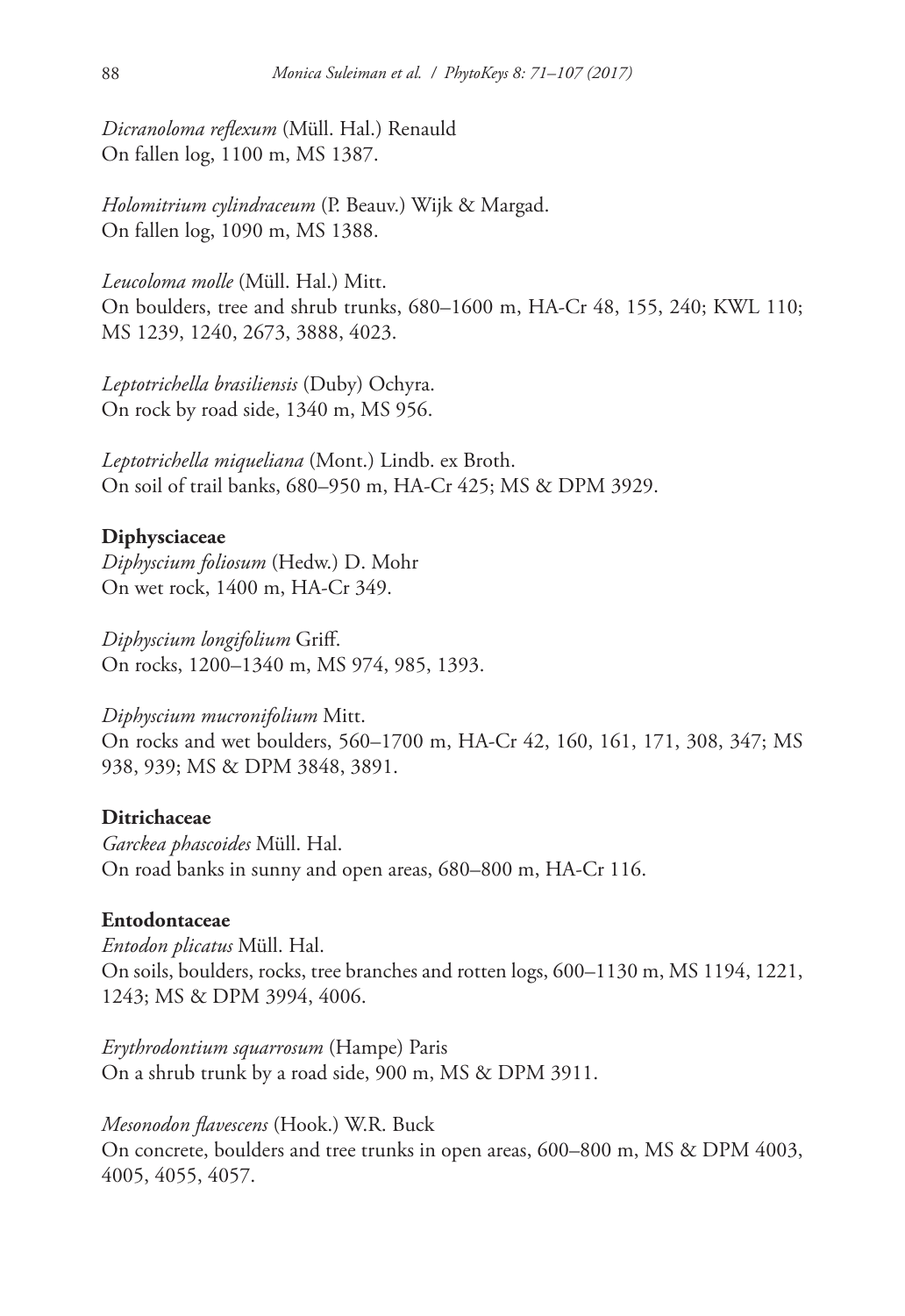*Dicranoloma reflexum* (Müll. Hal.) Renauld
On fallen log, 1100 m, MS 1387.

*Holomitrium cylindraceum* (P. Beauv.) Wijk & Margad.
On fallen log, 1090 m, MS 1388.

*Leucoloma molle* (Müll. Hal.) Mitt.
On boulders, tree and shrub trunks, 680–1600 m, HA-Cr 48, 155, 240; KWL 110; MS 1239, 1240, 2673, 3888, 4023.

*Leptotrichella brasiliensis* (Duby) Ochyra.
On rock by road side, 1340 m, MS 956.

*Leptotrichella miqueliana* (Mont.) Lindb. ex Broth.
On soil of trail banks, 680–950 m, HA-Cr 425; MS & DPM 3929.

**Diphysciaceae**

*Diphyscium foliosum* (Hedw.) D. Mohr
On wet rock, 1400 m, HA-Cr 349.

*Diphyscium longifolium* Griff.
On rocks, 1200–1340 m, MS 974, 985, 1393.

*Diphyscium mucronifolium* Mitt.
On rocks and wet boulders, 560–1700 m, HA-Cr 42, 160, 161, 171, 308, 347; MS 938, 939; MS & DPM 3848, 3891.

**Ditrichaceae**

*Garckea phascoides* Müll. Hal.
On road banks in sunny and open areas, 680–800 m, HA-Cr 116.

**Entodontaceae**

*Entodon plicatus* Müll. Hal.
On soils, boulders, rocks, tree branches and rotten logs, 600–1130 m, MS 1194, 1221, 1243; MS & DPM 3994, 4006.

*Erythrodontium squarrosum* (Hampe) Paris
On a shrub trunk by a road side, 900 m, MS & DPM 3911.

*Mesonodon flavescens* (Hook.) W.R. Buck
On concrete, boulders and tree trunks in open areas, 600–800 m, MS & DPM 4003, 4005, 4055, 4057.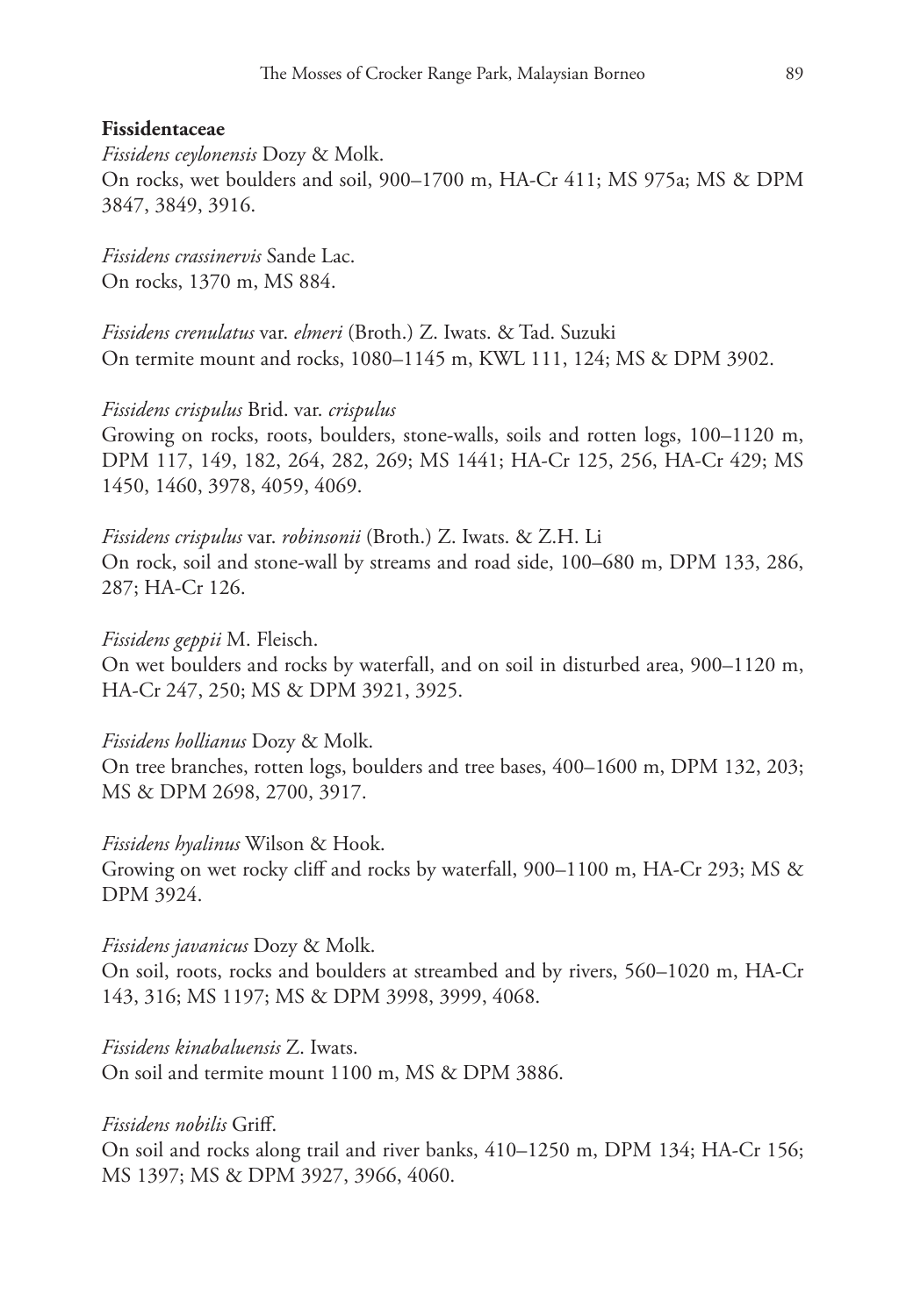**Fissidentaceae**

*Fissidens ceylonensis* Dozy & Molk.
On rocks, wet boulders and soil, 900–1700 m, HA-Cr 411; MS 975a; MS & DPM 3847, 3849, 3916.

*Fissidens crassinervis* Sande Lac.
On rocks, 1370 m, MS 884.

*Fissidens crenulatus* var. *elmeri* (Broth.) Z. Iwats. & Tad. Suzuki
On termite mount and rocks, 1080–1145 m, KWL 111, 124; MS & DPM 3902.

*Fissidens crispulus* Brid. var. *crispulus*
Growing on rocks, roots, boulders, stone-walls, soils and rotten logs, 100–1120 m, DPM 117, 149, 182, 264, 282, 269; MS 1441; HA-Cr 125, 256, HA-Cr 429; MS 1450, 1460, 3978, 4059, 4069.

*Fissidens crispulus* var. *robinsonii* (Broth.) Z. Iwats. & Z.H. Li
On rock, soil and stone-wall by streams and road side, 100–680 m, DPM 133, 286, 287; HA-Cr 126.

*Fissidens geppii* M. Fleisch.
On wet boulders and rocks by waterfall, and on soil in disturbed area, 900–1120 m, HA-Cr 247, 250; MS & DPM 3921, 3925.

*Fissidens hollianus* Dozy & Molk.
On tree branches, rotten logs, boulders and tree bases, 400–1600 m, DPM 132, 203; MS & DPM 2698, 2700, 3917.

*Fissidens hyalinus* Wilson & Hook.
Growing on wet rocky cliff and rocks by waterfall, 900–1100 m, HA-Cr 293; MS & DPM 3924.

*Fissidens javanicus* Dozy & Molk.
On soil, roots, rocks and boulders at streambed and by rivers, 560–1020 m, HA-Cr 143, 316; MS 1197; MS & DPM 3998, 3999, 4068.

*Fissidens kinabaluensis* Z. Iwats.
On soil and termite mount 1100 m, MS & DPM 3886.

*Fissidens nobilis* Griff.
On soil and rocks along trail and river banks, 410–1250 m, DPM 134; HA-Cr 156; MS 1397; MS & DPM 3927, 3966, 4060.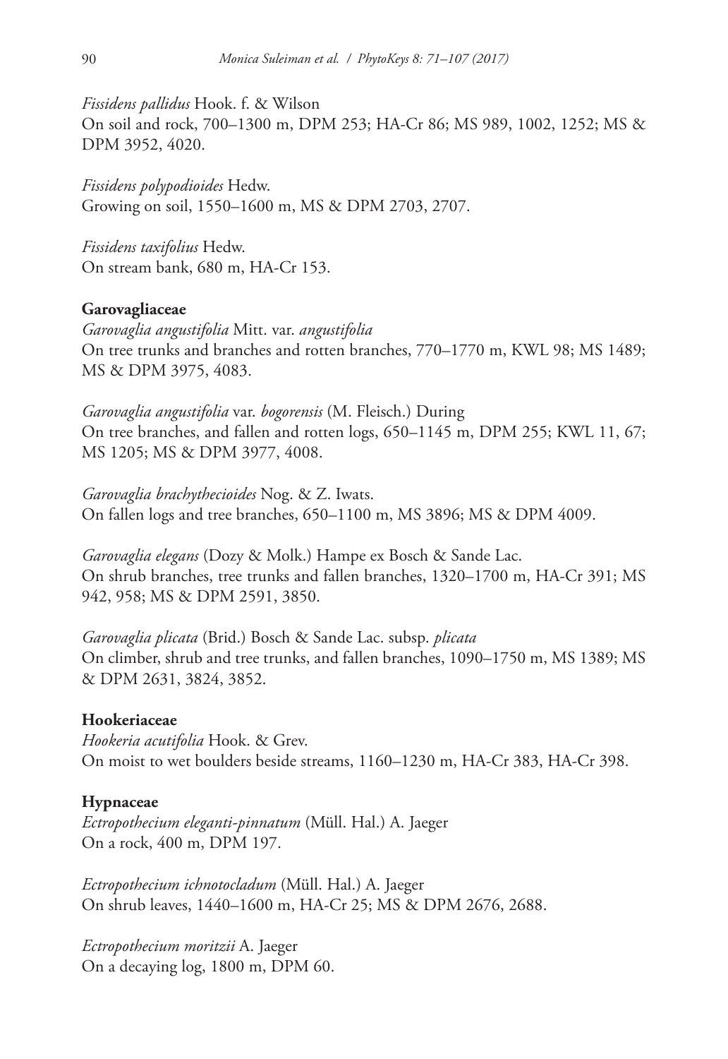*Fissidens pallidus* Hook. f. & Wilson
On soil and rock, 700–1300 m, DPM 253; HA-Cr 86; MS 989, 1002, 1252; MS & DPM 3952, 4020.

*Fissidens polypodioides* Hedw.
Growing on soil, 1550–1600 m, MS & DPM 2703, 2707.

*Fissidens taxifolius* Hedw.
On stream bank, 680 m, HA-Cr 153.

**Garovagliaceae**

*Garovaglia angustifolia* Mitt. var. *angustifolia*
On tree trunks and branches and rotten branches, 770–1770 m, KWL 98; MS 1489; MS & DPM 3975, 4083.

*Garovaglia angustifolia* var. *bogorensis* (M. Fleisch.) During
On tree branches, and fallen and rotten logs, 650–1145 m, DPM 255; KWL 11, 67; MS 1205; MS & DPM 3977, 4008.

*Garovaglia brachythecioides* Nog. & Z. Iwats.
On fallen logs and tree branches, 650–1100 m, MS 3896; MS & DPM 4009.

*Garovaglia elegans* (Dozy & Molk.) Hampe ex Bosch & Sande Lac.
On shrub branches, tree trunks and fallen branches, 1320–1700 m, HA-Cr 391; MS 942, 958; MS & DPM 2591, 3850.

*Garovaglia plicata* (Brid.) Bosch & Sande Lac. subsp. *plicata*
On climber, shrub and tree trunks, and fallen branches, 1090–1750 m, MS 1389; MS & DPM 2631, 3824, 3852.

**Hookeriaceae**

*Hookeria acutifolia* Hook. & Grev.
On moist to wet boulders beside streams, 1160–1230 m, HA-Cr 383, HA-Cr 398.

**Hypnaceae**

*Ectropothecium eleganti-pinnatum* (Müll. Hal.) A. Jaeger
On a rock, 400 m, DPM 197.

*Ectropothecium ichnotocladum* (Müll. Hal.) A. Jaeger
On shrub leaves, 1440–1600 m, HA-Cr 25; MS & DPM 2676, 2688.

*Ectropothecium moritzii* A. Jaeger
On a decaying log, 1800 m, DPM 60.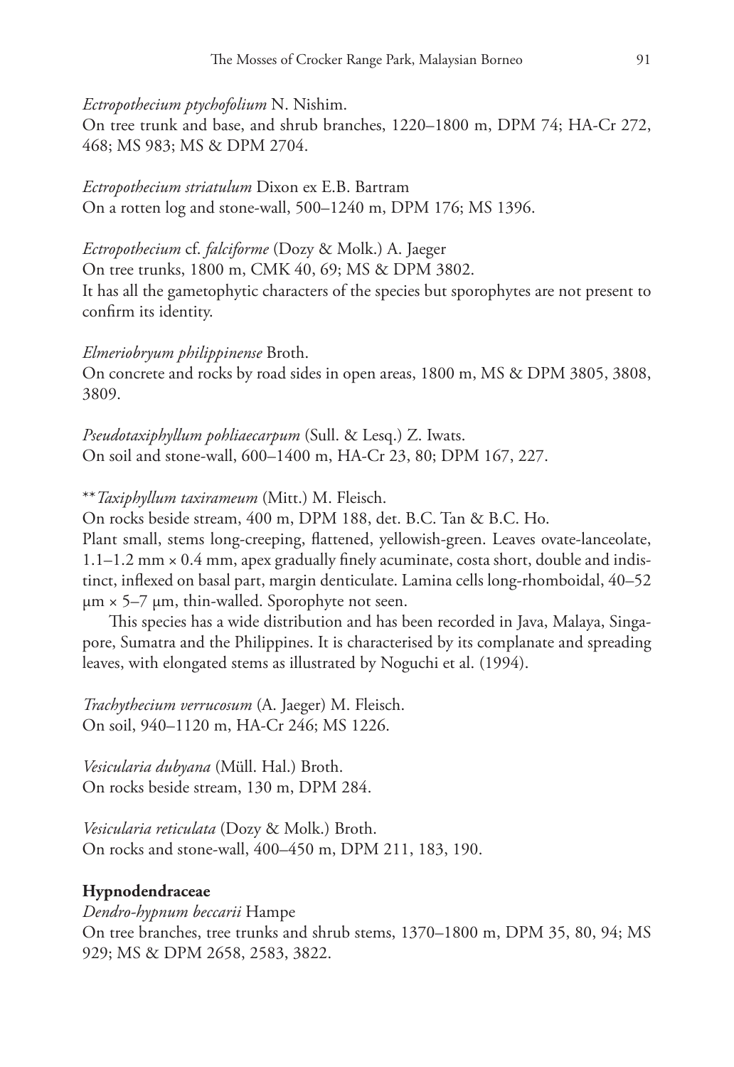*Ectropothecium ptychofolium* N. Nishim.
On tree trunk and base, and shrub branches, 1220–1800 m, DPM 74; HA-Cr 272, 468; MS 983; MS & DPM 2704.

*Ectropothecium striatulum* Dixon ex E.B. Bartram
On a rotten log and stone-wall, 500–1240 m, DPM 176; MS 1396.

*Ectropothecium* cf. *falciforme* (Dozy & Molk.) A. Jaeger
On tree trunks, 1800 m, CMK 40, 69; MS & DPM 3802.
It has all the gametophytic characters of the species but sporophytes are not present to confirm its identity.

*Elmeriobryum philippinense* Broth.
On concrete and rocks by road sides in open areas, 1800 m, MS & DPM 3805, 3808, 3809.

*Pseudotaxiphyllum pohliaecarpum* (Sull. & Lesq.) Z. Iwats.
On soil and stone-wall, 600–1400 m, HA-Cr 23, 80; DPM 167, 227.

***Taxiphyllum taxirameum* (Mitt.) M. Fleisch.
On rocks beside stream, 400 m, DPM 188, det. B.C. Tan & B.C. Ho.
Plant small, stems long-creeping, flattened, yellowish-green. Leaves ovate-lanceolate, 1.1–1.2 mm × 0.4 mm, apex gradually finely acuminate, costa short, double and indistinct, inflexed on basal part, margin denticulate. Lamina cells long-rhomboidal, 40–52 µm × 5–7 µm, thin-walled. Sporophyte not seen.

This species has a wide distribution and has been recorded in Java, Malaya, Singapore, Sumatra and the Philippines. It is characterised by its complanate and spreading leaves, with elongated stems as illustrated by Noguchi et al. (1994).

*Trachythecium verrucosum* (A. Jaeger) M. Fleisch.
On soil, 940–1120 m, HA-Cr 246; MS 1226.

*Vesicularia dubyana* (Müll. Hal.) Broth.
On rocks beside stream, 130 m, DPM 284.

*Vesicularia reticulata* (Dozy & Molk.) Broth.
On rocks and stone-wall, 400–450 m, DPM 211, 183, 190.

**Hypnodendraceae**

*Dendro-hypnum beccarii* Hampe
On tree branches, tree trunks and shrub stems, 1370–1800 m, DPM 35, 80, 94; MS 929; MS & DPM 2658, 2583, 3822.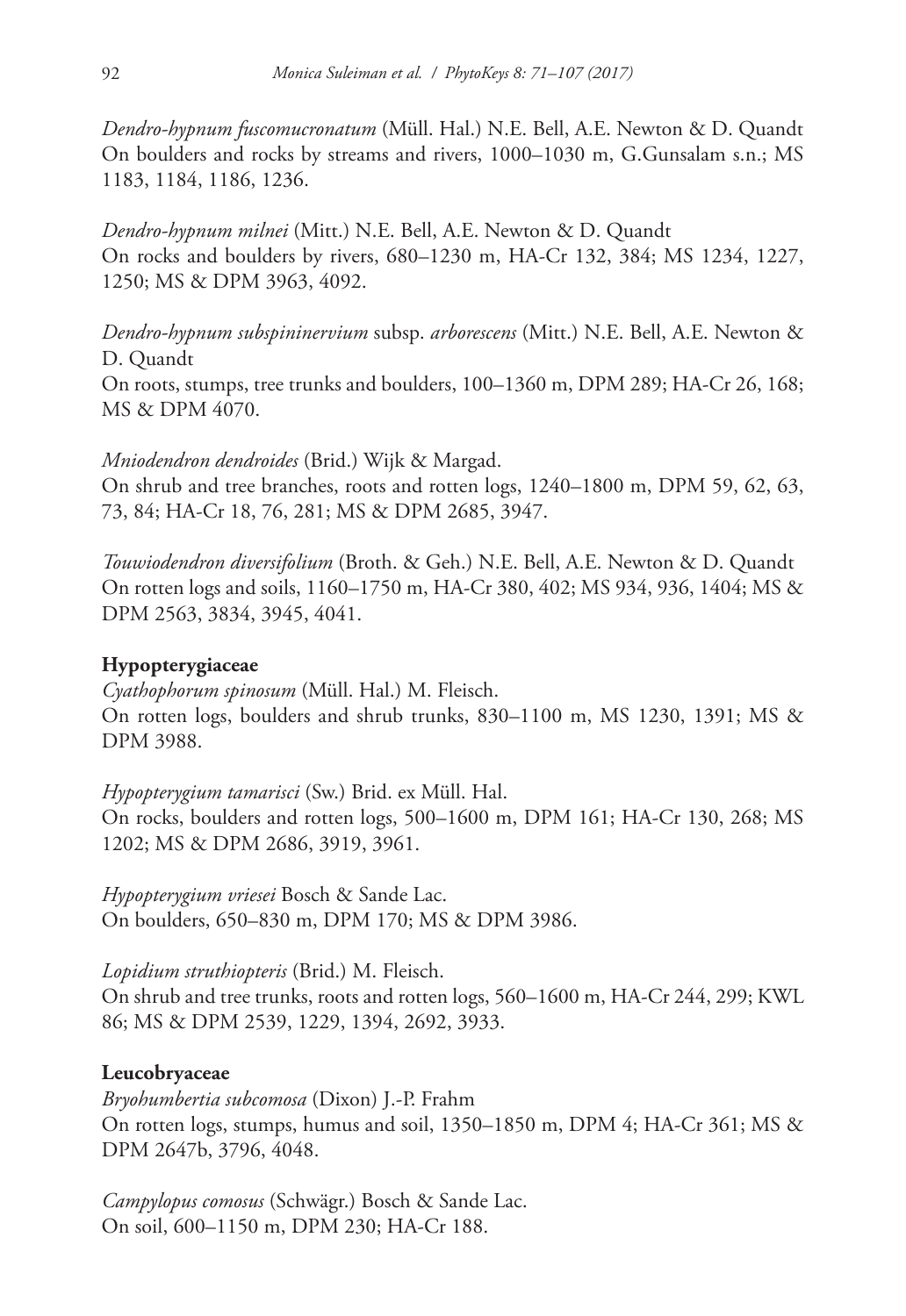*Dendro-hypnum fuscomucronatum* (Müll. Hal.) N.E. Bell, A.E. Newton & D. Quandt
On boulders and rocks by streams and rivers, 1000–1030 m, G.Gunsalam s.n.; MS 1183, 1184, 1186, 1236.

*Dendro-hypnum milnei* (Mitt.) N.E. Bell, A.E. Newton & D. Quandt
On rocks and boulders by rivers, 680–1230 m, HA-Cr 132, 384; MS 1234, 1227, 1250; MS & DPM 3963, 4092.

*Dendro-hypnum subspininervium* subsp. *arborescens* (Mitt.) N.E. Bell, A.E. Newton & D. Quandt
On roots, stumps, tree trunks and boulders, 100–1360 m, DPM 289; HA-Cr 26, 168; MS & DPM 4070.

*Mniodendron dendroides* (Brid.) Wijk & Margad.
On shrub and tree branches, roots and rotten logs, 1240–1800 m, DPM 59, 62, 63, 73, 84; HA-Cr 18, 76, 281; MS & DPM 2685, 3947.

*Touwiodendron diversifolium* (Broth. & Geh.) N.E. Bell, A.E. Newton & D. Quandt
On rotten logs and soils, 1160–1750 m, HA-Cr 380, 402; MS 934, 936, 1404; MS & DPM 2563, 3834, 3945, 4041.

**Hypopterygiaceae**

*Cyathophorum spinosum* (Müll. Hal.) M. Fleisch.
On rotten logs, boulders and shrub trunks, 830–1100 m, MS 1230, 1391; MS & DPM 3988.

*Hypopterygium tamarisci* (Sw.) Brid. ex Müll. Hal.
On rocks, boulders and rotten logs, 500–1600 m, DPM 161; HA-Cr 130, 268; MS 1202; MS & DPM 2686, 3919, 3961.

*Hypopterygium vriesei* Bosch & Sande Lac.
On boulders, 650–830 m, DPM 170; MS & DPM 3986.

*Lopidium struthiopteris* (Brid.) M. Fleisch.
On shrub and tree trunks, roots and rotten logs, 560–1600 m, HA-Cr 244, 299; KWL 86; MS & DPM 2539, 1229, 1394, 2692, 3933.

**Leucobryaceae**

*Bryohumbertia subcomosa* (Dixon) J.-P. Frahm
On rotten logs, stumps, humus and soil, 1350–1850 m, DPM 4; HA-Cr 361; MS & DPM 2647b, 3796, 4048.

*Campylopus comosus* (Schwägr.) Bosch & Sande Lac.
On soil, 600–1150 m, DPM 230; HA-Cr 188.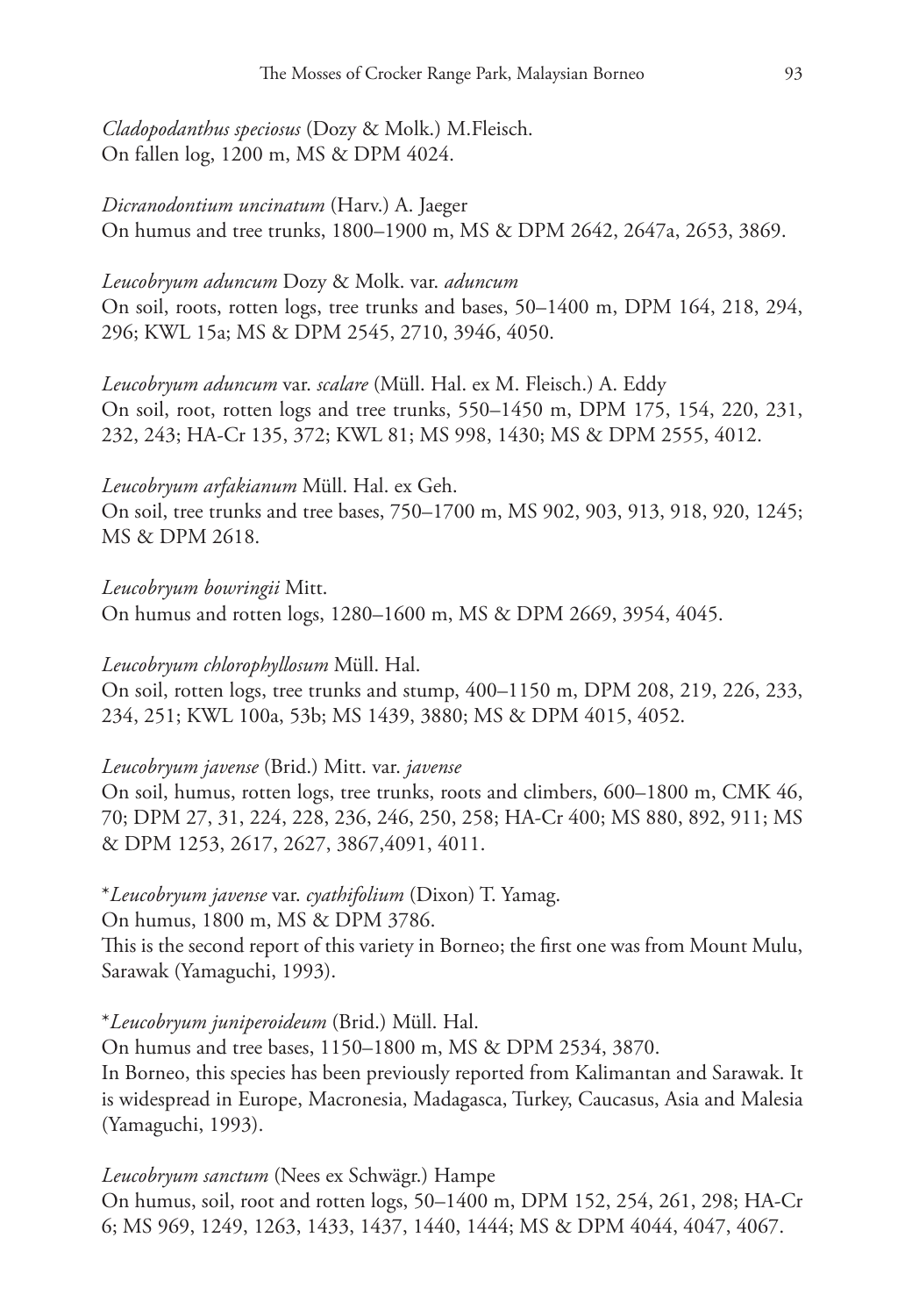*Cladopodanthus speciosus* (Dozy & Molk.) M.Fleisch.
On fallen log, 1200 m, MS & DPM 4024.

*Dicranodontium uncinatum* (Harv.) A. Jaeger
On humus and tree trunks, 1800–1900 m, MS & DPM 2642, 2647a, 2653, 3869.

*Leucobryum aduncum* Dozy & Molk. var. *aduncum*
On soil, roots, rotten logs, tree trunks and bases, 50–1400 m, DPM 164, 218, 294, 296; KWL 15a; MS & DPM 2545, 2710, 3946, 4050.

*Leucobryum aduncum* var. *scalare* (Müll. Hal. ex M. Fleisch.) A. Eddy
On soil, root, rotten logs and tree trunks, 550–1450 m, DPM 175, 154, 220, 231, 232, 243; HA-Cr 135, 372; KWL 81; MS 998, 1430; MS & DPM 2555, 4012.

*Leucobryum arfakianum* Müll. Hal. ex Geh.
On soil, tree trunks and tree bases, 750–1700 m, MS 902, 903, 913, 918, 920, 1245; MS & DPM 2618.

*Leucobryum bowringii* Mitt.
On humus and rotten logs, 1280–1600 m, MS & DPM 2669, 3954, 4045.

*Leucobryum chlorophyllosum* Müll. Hal.
On soil, rotten logs, tree trunks and stump, 400–1150 m, DPM 208, 219, 226, 233, 234, 251; KWL 100a, 53b; MS 1439, 3880; MS & DPM 4015, 4052.

*Leucobryum javense* (Brid.) Mitt. var. *javense*
On soil, humus, rotten logs, tree trunks, roots and climbers, 600–1800 m, CMK 46, 70; DPM 27, 31, 224, 228, 236, 246, 250, 258; HA-Cr 400; MS 880, 892, 911; MS & DPM 1253, 2617, 2627, 3867,4091, 4011.

\**Leucobryum javense* var. *cyathifolium* (Dixon) T. Yamag.
On humus, 1800 m, MS & DPM 3786.
This is the second report of this variety in Borneo; the first one was from Mount Mulu, Sarawak (Yamaguchi, 1993).

\**Leucobryum juniperoideum* (Brid.) Müll. Hal.
On humus and tree bases, 1150–1800 m, MS & DPM 2534, 3870.
In Borneo, this species has been previously reported from Kalimantan and Sarawak. It is widespread in Europe, Macronesia, Madagasca, Turkey, Caucasus, Asia and Malesia (Yamaguchi, 1993).

*Leucobryum sanctum* (Nees ex Schwägr.) Hampe
On humus, soil, root and rotten logs, 50–1400 m, DPM 152, 254, 261, 298; HA-Cr 6; MS 969, 1249, 1263, 1433, 1437, 1440, 1444; MS & DPM 4044, 4047, 4067.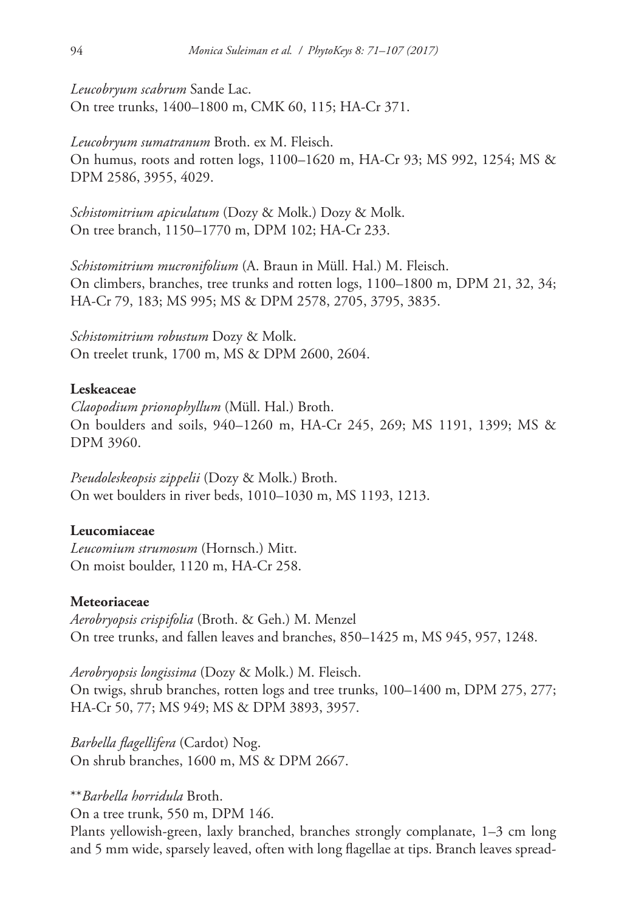*Leucobryum scabrum* Sande Lac.
On tree trunks, 1400–1800 m, CMK 60, 115; HA-Cr 371.

*Leucobryum sumatranum* Broth. ex M. Fleisch.
On humus, roots and rotten logs, 1100–1620 m, HA-Cr 93; MS 992, 1254; MS & DPM 2586, 3955, 4029.

*Schistomitrium apiculatum* (Dozy & Molk.) Dozy & Molk.
On tree branch, 1150–1770 m, DPM 102; HA-Cr 233.

*Schistomitrium mucronifolium* (A. Braun in Müll. Hal.) M. Fleisch.
On climbers, branches, tree trunks and rotten logs, 1100–1800 m, DPM 21, 32, 34; HA-Cr 79, 183; MS 995; MS & DPM 2578, 2705, 3795, 3835.

*Schistomitrium robustum* Dozy & Molk.
On treelet trunk, 1700 m, MS & DPM 2600, 2604.

**Leskeaceae**

*Claopodium prionophyllum* (Müll. Hal.) Broth.
On boulders and soils, 940–1260 m, HA-Cr 245, 269; MS 1191, 1399; MS & DPM 3960.

*Pseudoleskeopsis zippelii* (Dozy & Molk.) Broth.
On wet boulders in river beds, 1010–1030 m, MS 1193, 1213.

**Leucomiaceae**

*Leucomium strumosum* (Hornsch.) Mitt.
On moist boulder, 1120 m, HA-Cr 258.

**Meteoriaceae**

*Aerobryopsis crispifolia* (Broth. & Geh.) M. Menzel
On tree trunks, and fallen leaves and branches, 850–1425 m, MS 945, 957, 1248.

*Aerobryopsis longissima* (Dozy & Molk.) M. Fleisch.
On twigs, shrub branches, rotten logs and tree trunks, 100–1400 m, DPM 275, 277; HA-Cr 50, 77; MS 949; MS & DPM 3893, 3957.

*Barbella flagellifera* (Cardot) Nog.
On shrub branches, 1600 m, MS & DPM 2667.

**\*\****Barbella horridula* Broth.
On a tree trunk, 550 m, DPM 146.
Plants yellowish-green, laxly branched, branches strongly complanate, 1–3 cm long and 5 mm wide, sparsely leaved, often with long flagellae at tips. Branch leaves spread-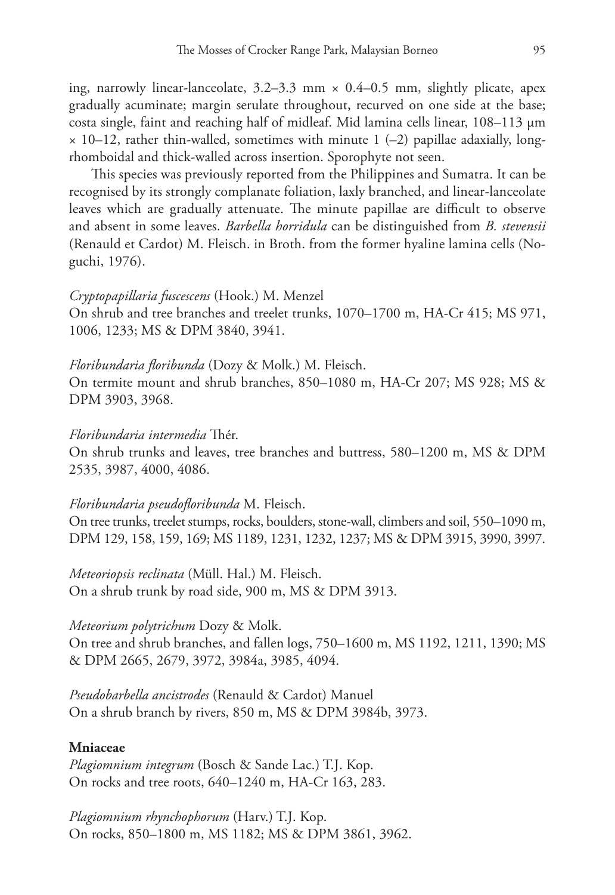ing, narrowly linear-lanceolate, 3.2–3.3 mm × 0.4–0.5 mm, slightly plicate, apex gradually acuminate; margin serulate throughout, recurved on one side at the base; costa single, faint and reaching half of midleaf. Mid lamina cells linear, 108–113 µm × 10–12, rather thin-walled, sometimes with minute 1 (–2) papillae adaxially, long-rhomboidal and thick-walled across insertion. Sporophyte not seen.

This species was previously reported from the Philippines and Sumatra. It can be recognised by its strongly complanate foliation, laxly branched, and linear-lanceolate leaves which are gradually attenuate. The minute papillae are difficult to observe and absent in some leaves. *Barbella horridula* can be distinguished from *B. stevensii* (Renauld et Cardot) M. Fleisch. in Broth. from the former hyaline lamina cells (Noguchi, 1976).

*Cryptopapillaria fuscescens* (Hook.) M. Menzel
On shrub and tree branches and treelet trunks, 1070–1700 m, HA-Cr 415; MS 971, 1006, 1233; MS & DPM 3840, 3941.

*Floribundaria floribunda* (Dozy & Molk.) M. Fleisch.
On termite mount and shrub branches, 850–1080 m, HA-Cr 207; MS 928; MS & DPM 3903, 3968.

*Floribundaria intermedia* Thér.
On shrub trunks and leaves, tree branches and buttress, 580–1200 m, MS & DPM 2535, 3987, 4000, 4086.

*Floribundaria pseudofloribunda* M. Fleisch.
On tree trunks, treelet stumps, rocks, boulders, stone-wall, climbers and soil, 550–1090 m, DPM 129, 158, 159, 169; MS 1189, 1231, 1232, 1237; MS & DPM 3915, 3990, 3997.

*Meteoriopsis reclinata* (Müll. Hal.) M. Fleisch.
On a shrub trunk by road side, 900 m, MS & DPM 3913.

*Meteorium polytrichum* Dozy & Molk.
On tree and shrub branches, and fallen logs, 750–1600 m, MS 1192, 1211, 1390; MS & DPM 2665, 2679, 3972, 3984a, 3985, 4094.

*Pseudobarbella ancistrodes* (Renauld & Cardot) Manuel
On a shrub branch by rivers, 850 m, MS & DPM 3984b, 3973.

**Mniaceae**

*Plagiomnium integrum* (Bosch & Sande Lac.) T.J. Kop.
On rocks and tree roots, 640–1240 m, HA-Cr 163, 283.

*Plagiomnium rhynchophorum* (Harv.) T.J. Kop.
On rocks, 850–1800 m, MS 1182; MS & DPM 3861, 3962.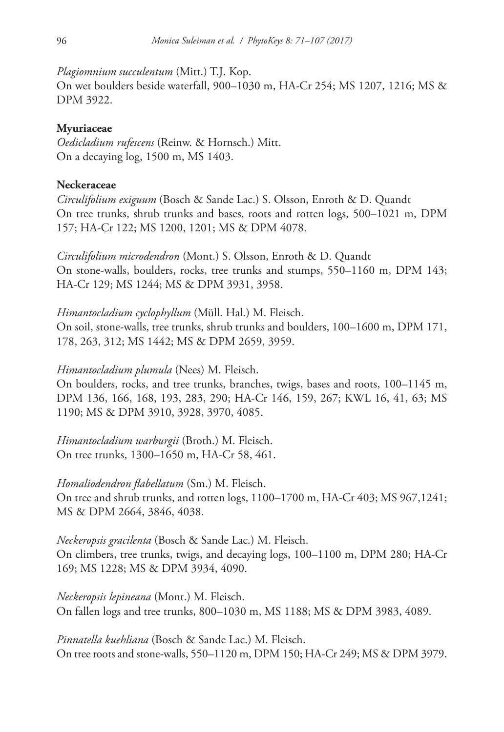*Plagiomnium succulentum* (Mitt.) T.J. Kop.
On wet boulders beside waterfall, 900–1030 m, HA-Cr 254; MS 1207, 1216; MS & DPM 3922.

**Myuriaceae**

*Oedicladium rufescens* (Reinw. & Hornsch.) Mitt.
On a decaying log, 1500 m, MS 1403.

**Neckeraceae**

*Circulifolium exiguum* (Bosch & Sande Lac.) S. Olsson, Enroth & D. Quandt
On tree trunks, shrub trunks and bases, roots and rotten logs, 500–1021 m, DPM 157; HA-Cr 122; MS 1200, 1201; MS & DPM 4078.

*Circulifolium microdendron* (Mont.) S. Olsson, Enroth & D. Quandt
On stone-walls, boulders, rocks, tree trunks and stumps, 550–1160 m, DPM 143; HA-Cr 129; MS 1244; MS & DPM 3931, 3958.

*Himantocladium cyclophyllum* (Müll. Hal.) M. Fleisch.
On soil, stone-walls, tree trunks, shrub trunks and boulders, 100–1600 m, DPM 171, 178, 263, 312; MS 1442; MS & DPM 2659, 3959.

*Himantocladium plumula* (Nees) M. Fleisch.
On boulders, rocks, and tree trunks, branches, twigs, bases and roots, 100–1145 m, DPM 136, 166, 168, 193, 283, 290; HA-Cr 146, 159, 267; KWL 16, 41, 63; MS 1190; MS & DPM 3910, 3928, 3970, 4085.

*Himantocladium warburgii* (Broth.) M. Fleisch.
On tree trunks, 1300–1650 m, HA-Cr 58, 461.

*Homaliodendron flabellatum* (Sm.) M. Fleisch.
On tree and shrub trunks, and rotten logs, 1100–1700 m, HA-Cr 403; MS 967,1241; MS & DPM 2664, 3846, 4038.

*Neckeropsis gracilenta* (Bosch & Sande Lac.) M. Fleisch.
On climbers, tree trunks, twigs, and decaying logs, 100–1100 m, DPM 280; HA-Cr 169; MS 1228; MS & DPM 3934, 4090.

*Neckeropsis lepineana* (Mont.) M. Fleisch.
On fallen logs and tree trunks, 800–1030 m, MS 1188; MS & DPM 3983, 4089.

*Pinnatella kuehliana* (Bosch & Sande Lac.) M. Fleisch.
On tree roots and stone-walls, 550–1120 m, DPM 150; HA-Cr 249; MS & DPM 3979.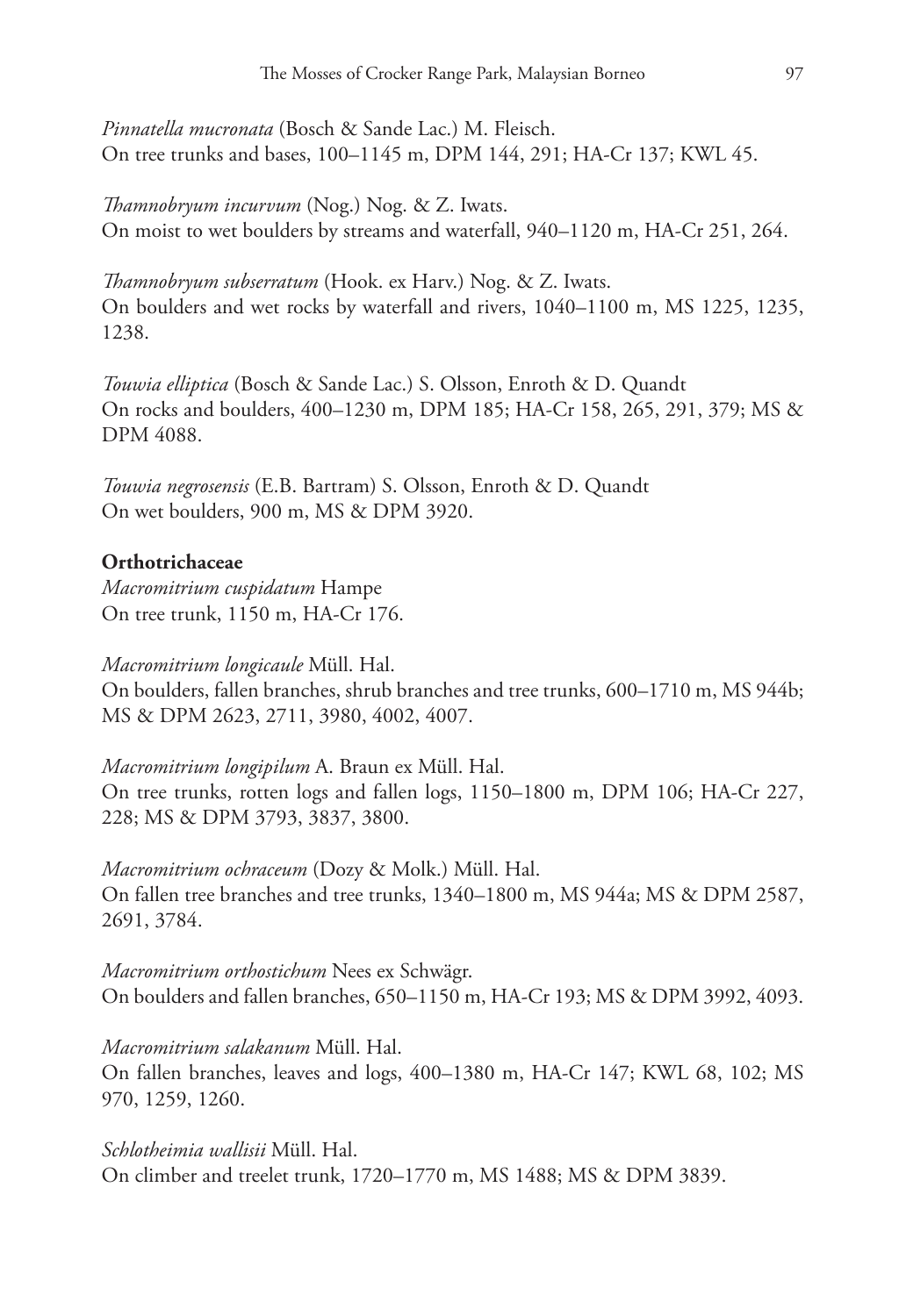*Pinnatella mucronata* (Bosch & Sande Lac.) M. Fleisch.
On tree trunks and bases, 100–1145 m, DPM 144, 291; HA-Cr 137; KWL 45.

*Thamnobryum incurvum* (Nog.) Nog. & Z. Iwats.
On moist to wet boulders by streams and waterfall, 940–1120 m, HA-Cr 251, 264.

*Thamnobryum subserratum* (Hook. ex Harv.) Nog. & Z. Iwats.
On boulders and wet rocks by waterfall and rivers, 1040–1100 m, MS 1225, 1235, 1238.

*Touwia elliptica* (Bosch & Sande Lac.) S. Olsson, Enroth & D. Quandt
On rocks and boulders, 400–1230 m, DPM 185; HA-Cr 158, 265, 291, 379; MS & DPM 4088.

*Touwia negrosensis* (E.B. Bartram) S. Olsson, Enroth & D. Quandt
On wet boulders, 900 m, MS & DPM 3920.

**Orthotrichaceae**

*Macromitrium cuspidatum* Hampe
On tree trunk, 1150 m, HA-Cr 176.

*Macromitrium longicaule* Müll. Hal.
On boulders, fallen branches, shrub branches and tree trunks, 600–1710 m, MS 944b; MS & DPM 2623, 2711, 3980, 4002, 4007.

*Macromitrium longipilum* A. Braun ex Müll. Hal.
On tree trunks, rotten logs and fallen logs, 1150–1800 m, DPM 106; HA-Cr 227, 228; MS & DPM 3793, 3837, 3800.

*Macromitrium ochraceum* (Dozy & Molk.) Müll. Hal.
On fallen tree branches and tree trunks, 1340–1800 m, MS 944a; MS & DPM 2587, 2691, 3784.

*Macromitrium orthostichum* Nees ex Schwägr.
On boulders and fallen branches, 650–1150 m, HA-Cr 193; MS & DPM 3992, 4093.

*Macromitrium salakanum* Müll. Hal.
On fallen branches, leaves and logs, 400–1380 m, HA-Cr 147; KWL 68, 102; MS 970, 1259, 1260.

*Schlotheimia wallisii* Müll. Hal.
On climber and treelet trunk, 1720–1770 m, MS 1488; MS & DPM 3839.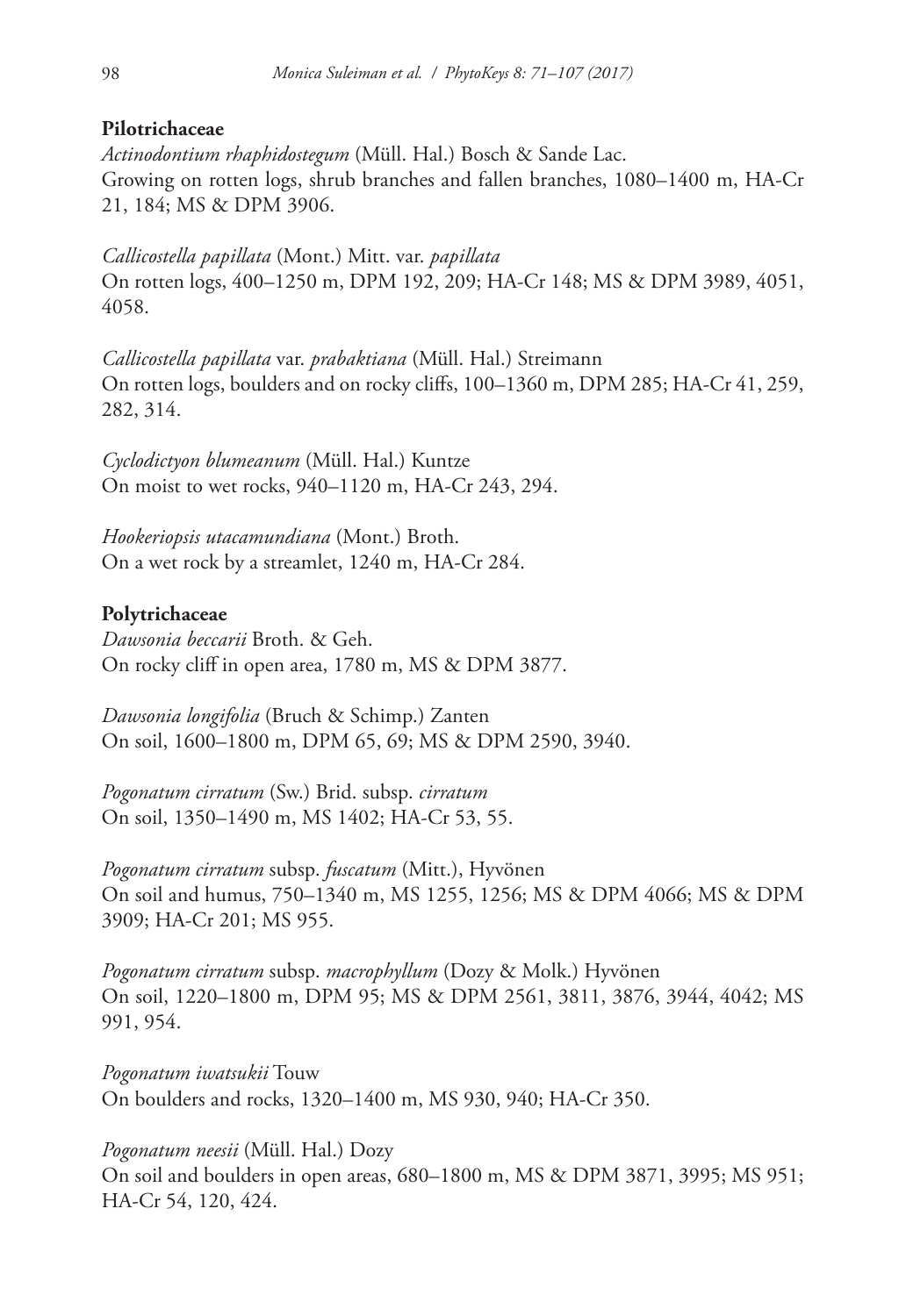**Pilotrichaceae**

*Actinodontium rhaphidostegum* (Müll. Hal.) Bosch & Sande Lac.
Growing on rotten logs, shrub branches and fallen branches, 1080–1400 m, HA-Cr 21, 184; MS & DPM 3906.

*Callicostella papillata* (Mont.) Mitt. var. *papillata*
On rotten logs, 400–1250 m, DPM 192, 209; HA-Cr 148; MS & DPM 3989, 4051, 4058.

*Callicostella papillata* var. *prabaktiana* (Müll. Hal.) Streimann
On rotten logs, boulders and on rocky cliffs, 100–1360 m, DPM 285; HA-Cr 41, 259, 282, 314.

*Cyclodictyon blumeanum* (Müll. Hal.) Kuntze
On moist to wet rocks, 940–1120 m, HA-Cr 243, 294.

*Hookeriopsis utacamundiana* (Mont.) Broth.
On a wet rock by a streamlet, 1240 m, HA-Cr 284.

**Polytrichaceae**

*Dawsonia beccarii* Broth. & Geh.
On rocky cliff in open area, 1780 m, MS & DPM 3877.

*Dawsonia longifolia* (Bruch & Schimp.) Zanten
On soil, 1600–1800 m, DPM 65, 69; MS & DPM 2590, 3940.

*Pogonatum cirratum* (Sw.) Brid. subsp. *cirratum*
On soil, 1350–1490 m, MS 1402; HA-Cr 53, 55.

*Pogonatum cirratum* subsp. *fuscatum* (Mitt.), Hyvönen
On soil and humus, 750–1340 m, MS 1255, 1256; MS & DPM 4066; MS & DPM 3909; HA-Cr 201; MS 955.

*Pogonatum cirratum* subsp. *macrophyllum* (Dozy & Molk.) Hyvönen
On soil, 1220–1800 m, DPM 95; MS & DPM 2561, 3811, 3876, 3944, 4042; MS 991, 954.

*Pogonatum iwatsukii* Touw
On boulders and rocks, 1320–1400 m, MS 930, 940; HA-Cr 350.

*Pogonatum neesii* (Müll. Hal.) Dozy
On soil and boulders in open areas, 680–1800 m, MS & DPM 3871, 3995; MS 951; HA-Cr 54, 120, 424.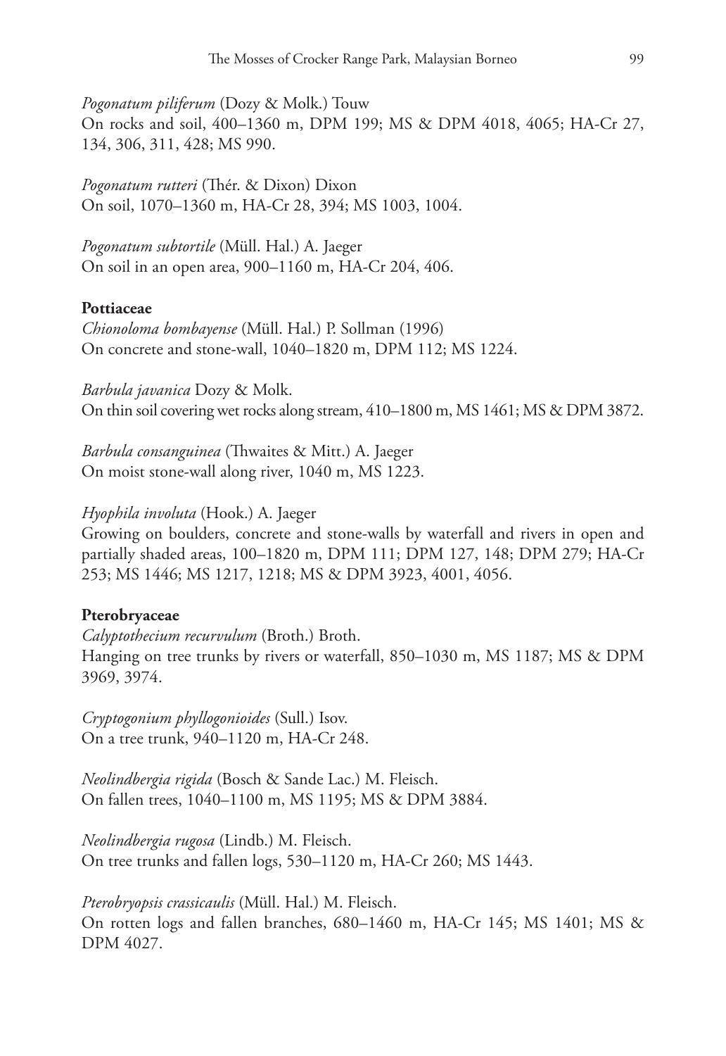*Pogonatum piliferum* (Dozy & Molk.) Touw
On rocks and soil, 400–1360 m, DPM 199; MS & DPM 4018, 4065; HA-Cr 27, 134, 306, 311, 428; MS 990.

*Pogonatum rutteri* (Thér. & Dixon) Dixon
On soil, 1070–1360 m, HA-Cr 28, 394; MS 1003, 1004.

*Pogonatum subtortile* (Müll. Hal.) A. Jaeger
On soil in an open area, 900–1160 m, HA-Cr 204, 406.

**Pottiaceae**

*Chionoloma bombayense* (Müll. Hal.) P. Sollman (1996)
On concrete and stone-wall, 1040–1820 m, DPM 112; MS 1224.

*Barbula javanica* Dozy & Molk.
On thin soil covering wet rocks along stream, 410–1800 m, MS 1461; MS & DPM 3872.

*Barbula consanguinea* (Thwaites & Mitt.) A. Jaeger
On moist stone-wall along river, 1040 m, MS 1223.

*Hyophila involuta* (Hook.) A. Jaeger
Growing on boulders, concrete and stone-walls by waterfall and rivers in open and partially shaded areas, 100–1820 m, DPM 111; DPM 127, 148; DPM 279; HA-Cr 253; MS 1446; MS 1217, 1218; MS & DPM 3923, 4001, 4056.

**Pterobryaceae**

*Calyptothecium recurvulum* (Broth.) Broth.
Hanging on tree trunks by rivers or waterfall, 850–1030 m, MS 1187; MS & DPM 3969, 3974.

*Cryptogonium phyllogonioides* (Sull.) Isov.
On a tree trunk, 940–1120 m, HA-Cr 248.

*Neolindbergia rigida* (Bosch & Sande Lac.) M. Fleisch.
On fallen trees, 1040–1100 m, MS 1195; MS & DPM 3884.

*Neolindbergia rugosa* (Lindb.) M. Fleisch.
On tree trunks and fallen logs, 530–1120 m, HA-Cr 260; MS 1443.

*Pterobryopsis crassicaulis* (Müll. Hal.) M. Fleisch.
On rotten logs and fallen branches, 680–1460 m, HA-Cr 145; MS 1401; MS & DPM 4027.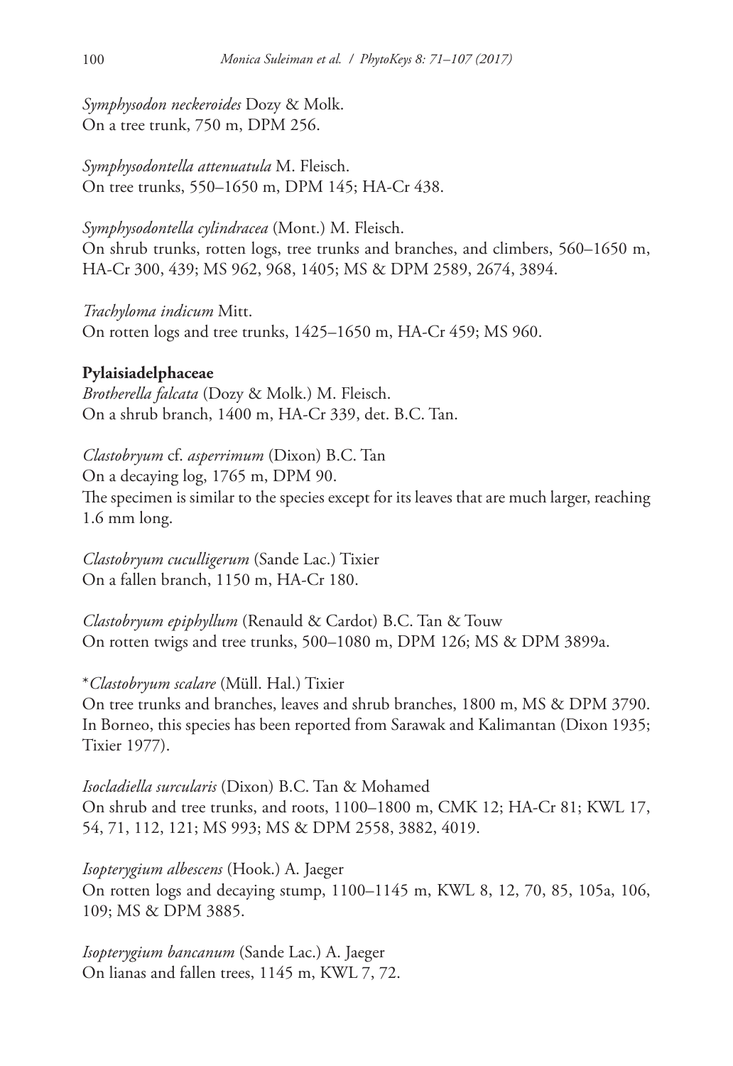*Symphysodon neckeroides* Dozy & Molk.
On a tree trunk, 750 m, DPM 256.

*Symphysodontella attenuatula* M. Fleisch.
On tree trunks, 550–1650 m, DPM 145; HA-Cr 438.

*Symphysodontella cylindracea* (Mont.) M. Fleisch.
On shrub trunks, rotten logs, tree trunks and branches, and climbers, 560–1650 m, HA-Cr 300, 439; MS 962, 968, 1405; MS & DPM 2589, 2674, 3894.

*Trachyloma indicum* Mitt.
On rotten logs and tree trunks, 1425–1650 m, HA-Cr 459; MS 960.

**Pylaisiadelphaceae**

*Brotherella falcata* (Dozy & Molk.) M. Fleisch.
On a shrub branch, 1400 m, HA-Cr 339, det. B.C. Tan.

*Clastobryum* cf. *asperrimum* (Dixon) B.C. Tan
On a decaying log, 1765 m, DPM 90.
The specimen is similar to the species except for its leaves that are much larger, reaching 1.6 mm long.

*Clastobryum cuculligerum* (Sande Lac.) Tixier
On a fallen branch, 1150 m, HA-Cr 180.

*Clastobryum epiphyllum* (Renauld & Cardot) B.C. Tan & Touw
On rotten twigs and tree trunks, 500–1080 m, DPM 126; MS & DPM 3899a.

*\*Clastobryum scalare* (Müll. Hal.) Tixier
On tree trunks and branches, leaves and shrub branches, 1800 m, MS & DPM 3790. In Borneo, this species has been reported from Sarawak and Kalimantan (Dixon 1935; Tixier 1977).

*Isocladiella surcularis* (Dixon) B.C. Tan & Mohamed
On shrub and tree trunks, and roots, 1100–1800 m, CMK 12; HA-Cr 81; KWL 17, 54, 71, 112, 121; MS 993; MS & DPM 2558, 3882, 4019.

*Isopterygium albescens* (Hook.) A. Jaeger
On rotten logs and decaying stump, 1100–1145 m, KWL 8, 12, 70, 85, 105a, 106, 109; MS & DPM 3885.

*Isopterygium bancanum* (Sande Lac.) A. Jaeger
On lianas and fallen trees, 1145 m, KWL 7, 72.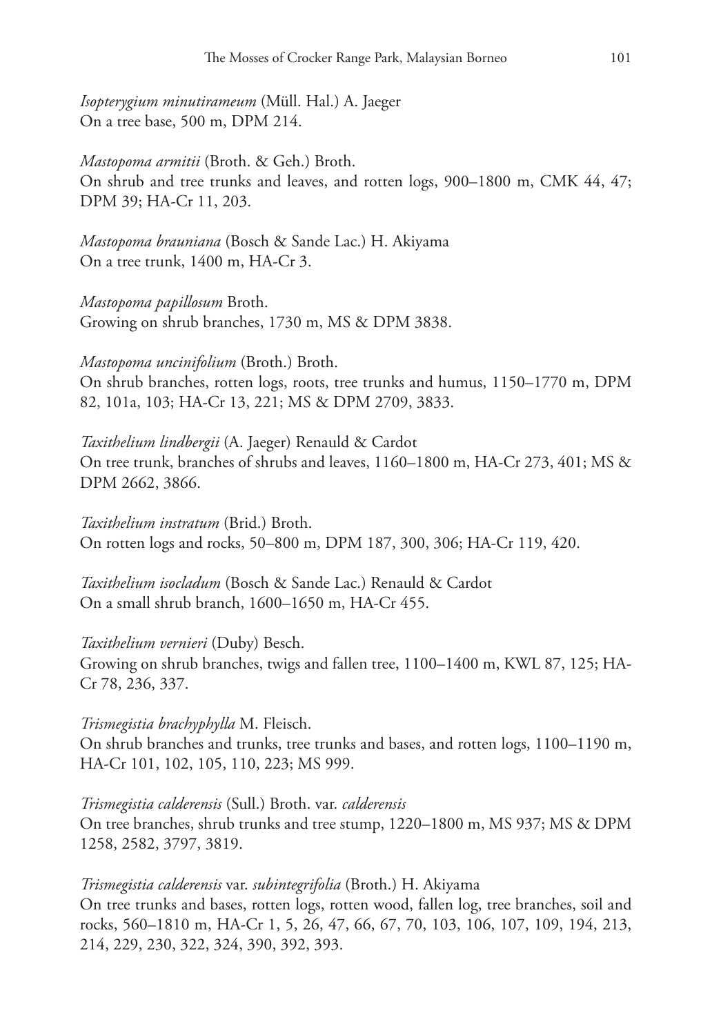*Isopterygium minutirameum* (Müll. Hal.) A. Jaeger
On a tree base, 500 m, DPM 214.

*Mastopoma armitii* (Broth. & Geh.) Broth.
On shrub and tree trunks and leaves, and rotten logs, 900–1800 m, CMK 44, 47; DPM 39; HA-Cr 11, 203.

*Mastopoma brauniana* (Bosch & Sande Lac.) H. Akiyama
On a tree trunk, 1400 m, HA-Cr 3.

*Mastopoma papillosum* Broth.
Growing on shrub branches, 1730 m, MS & DPM 3838.

*Mastopoma uncinifolium* (Broth.) Broth.
On shrub branches, rotten logs, roots, tree trunks and humus, 1150–1770 m, DPM 82, 101a, 103; HA-Cr 13, 221; MS & DPM 2709, 3833.

*Taxithelium lindbergii* (A. Jaeger) Renauld & Cardot
On tree trunk, branches of shrubs and leaves, 1160–1800 m, HA-Cr 273, 401; MS & DPM 2662, 3866.

*Taxithelium instratum* (Brid.) Broth.
On rotten logs and rocks, 50–800 m, DPM 187, 300, 306; HA-Cr 119, 420.

*Taxithelium isocladum* (Bosch & Sande Lac.) Renauld & Cardot
On a small shrub branch, 1600–1650 m, HA-Cr 455.

*Taxithelium vernieri* (Duby) Besch.
Growing on shrub branches, twigs and fallen tree, 1100–1400 m, KWL 87, 125; HA-Cr 78, 236, 337.

*Trismegistia brachyphylla* M. Fleisch.
On shrub branches and trunks, tree trunks and bases, and rotten logs, 1100–1190 m, HA-Cr 101, 102, 105, 110, 223; MS 999.

*Trismegistia calderensis* (Sull.) Broth. var. *calderensis*
On tree branches, shrub trunks and tree stump, 1220–1800 m, MS 937; MS & DPM 1258, 2582, 3797, 3819.

*Trismegistia calderensis* var. *subintegrifolia* (Broth.) H. Akiyama
On tree trunks and bases, rotten logs, rotten wood, fallen log, tree branches, soil and rocks, 560–1810 m, HA-Cr 1, 5, 26, 47, 66, 67, 70, 103, 106, 107, 109, 194, 213, 214, 229, 230, 322, 324, 390, 392, 393.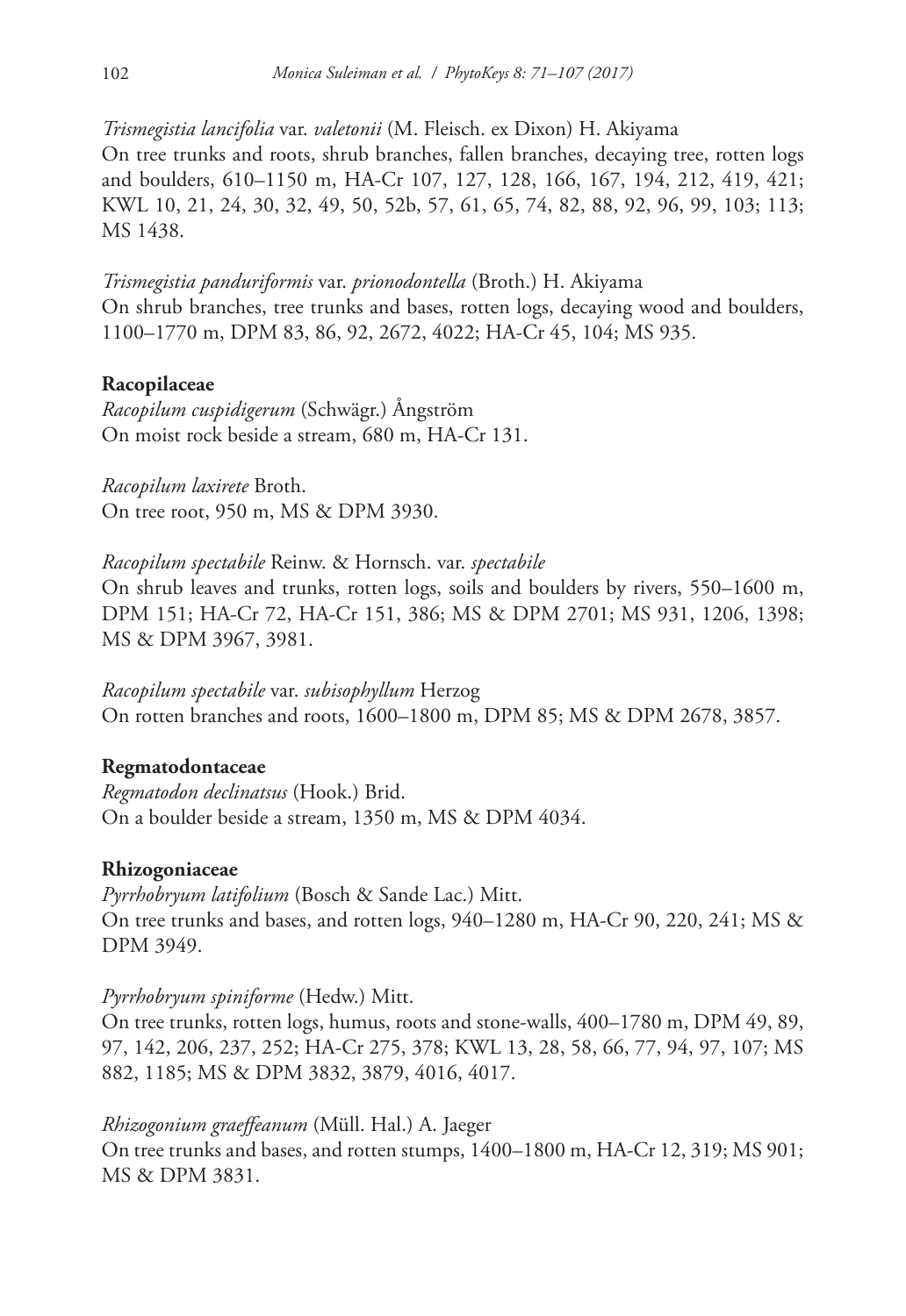*Trismegistia lancifolia* var. *valetonii* (M. Fleisch. ex Dixon) H. Akiyama
On tree trunks and roots, shrub branches, fallen branches, decaying tree, rotten logs and boulders, 610–1150 m, HA-Cr 107, 127, 128, 166, 167, 194, 212, 419, 421; KWL 10, 21, 24, 30, 32, 49, 50, 52b, 57, 61, 65, 74, 82, 88, 92, 96, 99, 103; 113; MS 1438.

*Trismegistia panduriformis* var. *prionodontella* (Broth.) H. Akiyama
On shrub branches, tree trunks and bases, rotten logs, decaying wood and boulders, 1100–1770 m, DPM 83, 86, 92, 2672, 4022; HA-Cr 45, 104; MS 935.

**Racopilaceae**

*Racopilum cuspidigerum* (Schwägr.) Ångström
On moist rock beside a stream, 680 m, HA-Cr 131.

*Racopilum laxirete* Broth.
On tree root, 950 m, MS & DPM 3930.

*Racopilum spectabile* Reinw. & Hornsch. var. *spectabile*
On shrub leaves and trunks, rotten logs, soils and boulders by rivers, 550–1600 m, DPM 151; HA-Cr 72, HA-Cr 151, 386; MS & DPM 2701; MS 931, 1206, 1398; MS & DPM 3967, 3981.

*Racopilum spectabile* var. *subisophyllum* Herzog
On rotten branches and roots, 1600–1800 m, DPM 85; MS & DPM 2678, 3857.

**Regmatodontaceae**

*Regmatodon declinatsus* (Hook.) Brid.
On a boulder beside a stream, 1350 m, MS & DPM 4034.

**Rhizogoniaceae**

*Pyrrhobryum latifolium* (Bosch & Sande Lac.) Mitt.
On tree trunks and bases, and rotten logs, 940–1280 m, HA-Cr 90, 220, 241; MS & DPM 3949.

*Pyrrhobryum spiniforme* (Hedw.) Mitt.
On tree trunks, rotten logs, humus, roots and stone-walls, 400–1780 m, DPM 49, 89, 97, 142, 206, 237, 252; HA-Cr 275, 378; KWL 13, 28, 58, 66, 77, 94, 97, 107; MS 882, 1185; MS & DPM 3832, 3879, 4016, 4017.

*Rhizogonium graeffeanum* (Müll. Hal.) A. Jaeger
On tree trunks and bases, and rotten stumps, 1400–1800 m, HA-Cr 12, 319; MS 901; MS & DPM 3831.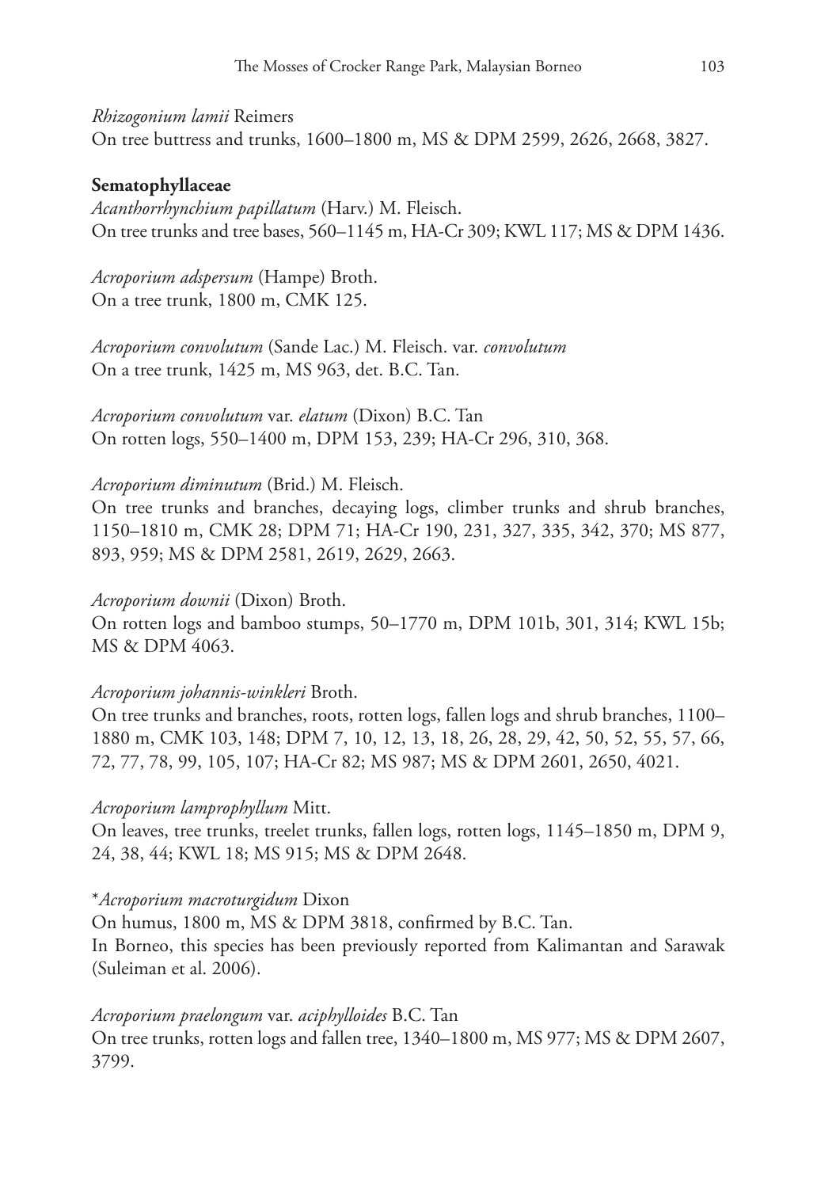*Rhizogonium lamii* Reimers
On tree buttress and trunks, 1600–1800 m, MS & DPM 2599, 2626, 2668, 3827.

**Sematophyllaceae**

*Acanthorrhynchium papillatum* (Harv.) M. Fleisch.
On tree trunks and tree bases, 560–1145 m, HA-Cr 309; KWL 117; MS & DPM 1436.

*Acroporium adspersum* (Hampe) Broth.
On a tree trunk, 1800 m, CMK 125.

*Acroporium convolutum* (Sande Lac.) M. Fleisch. var. *convolutum*
On a tree trunk, 1425 m, MS 963, det. B.C. Tan.

*Acroporium convolutum* var. *elatum* (Dixon) B.C. Tan
On rotten logs, 550–1400 m, DPM 153, 239; HA-Cr 296, 310, 368.

*Acroporium diminutum* (Brid.) M. Fleisch.
On tree trunks and branches, decaying logs, climber trunks and shrub branches, 1150–1810 m, CMK 28; DPM 71; HA-Cr 190, 231, 327, 335, 342, 370; MS 877, 893, 959; MS & DPM 2581, 2619, 2629, 2663.

*Acroporium downii* (Dixon) Broth.
On rotten logs and bamboo stumps, 50–1770 m, DPM 101b, 301, 314; KWL 15b; MS & DPM 4063.

*Acroporium johannis-winkleri* Broth.
On tree trunks and branches, roots, rotten logs, fallen logs and shrub branches, 1100–1880 m, CMK 103, 148; DPM 7, 10, 12, 13, 18, 26, 28, 29, 42, 50, 52, 55, 57, 66, 72, 77, 78, 99, 105, 107; HA-Cr 82; MS 987; MS & DPM 2601, 2650, 4021.

*Acroporium lamprophyllum* Mitt.
On leaves, tree trunks, treelet trunks, fallen logs, rotten logs, 1145–1850 m, DPM 9, 24, 38, 44; KWL 18; MS 915; MS & DPM 2648.

\**Acroporium macroturgidum* Dixon
On humus, 1800 m, MS & DPM 3818, confirmed by B.C. Tan.
In Borneo, this species has been previously reported from Kalimantan and Sarawak (Suleiman et al. 2006).

*Acroporium praelongum* var. *aciphylloides* B.C. Tan
On tree trunks, rotten logs and fallen tree, 1340–1800 m, MS 977; MS & DPM 2607, 3799.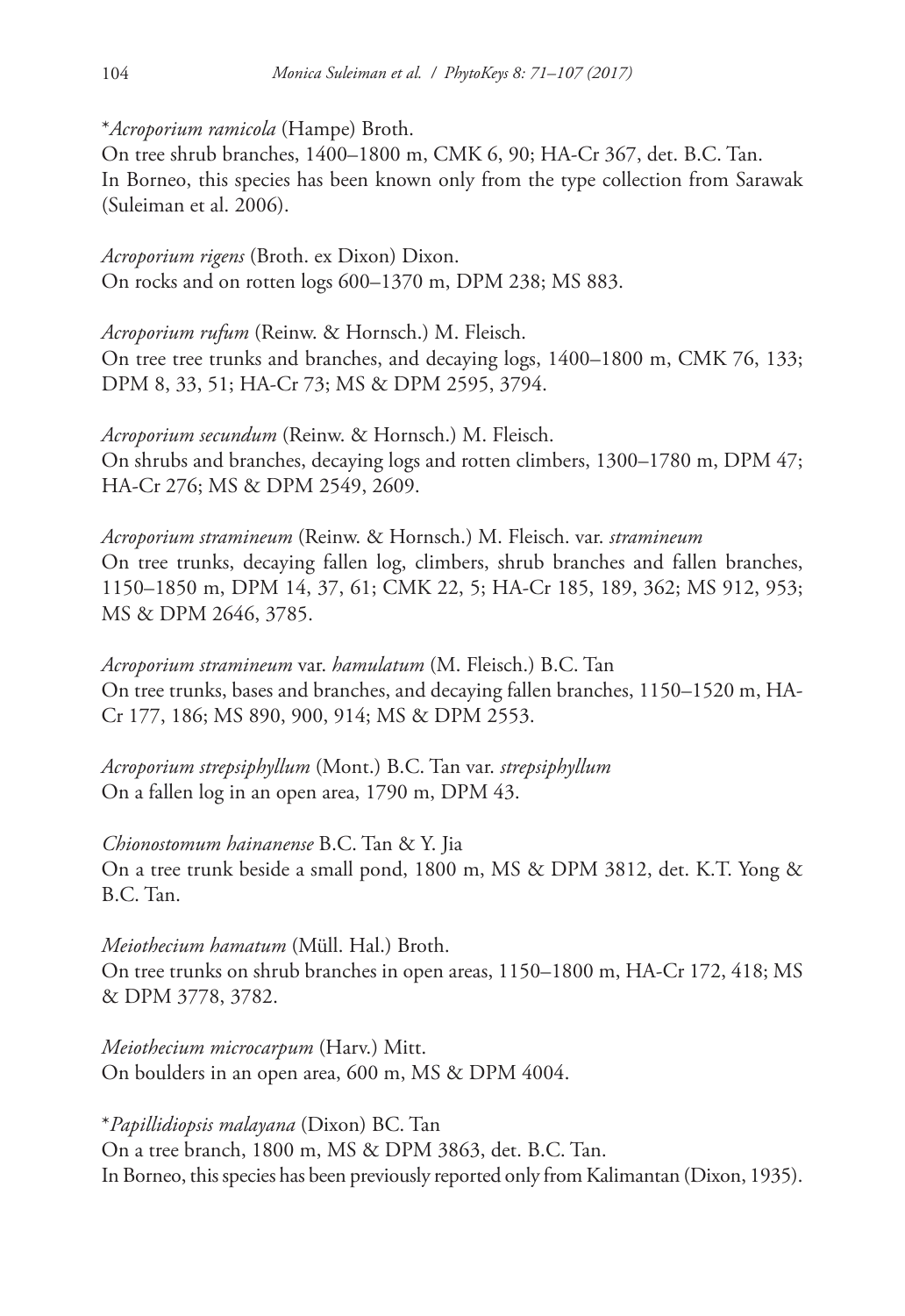*\*Acroporium ramicola* (Hampe) Broth.
On tree shrub branches, 1400–1800 m, CMK 6, 90; HA-Cr 367, det. B.C. Tan.
In Borneo, this species has been known only from the type collection from Sarawak (Suleiman et al. 2006).

*Acroporium rigens* (Broth. ex Dixon) Dixon.
On rocks and on rotten logs 600–1370 m, DPM 238; MS 883.

*Acroporium rufum* (Reinw. & Hornsch.) M. Fleisch.
On tree tree trunks and branches, and decaying logs, 1400–1800 m, CMK 76, 133; DPM 8, 33, 51; HA-Cr 73; MS & DPM 2595, 3794.

*Acroporium secundum* (Reinw. & Hornsch.) M. Fleisch.
On shrubs and branches, decaying logs and rotten climbers, 1300–1780 m, DPM 47; HA-Cr 276; MS & DPM 2549, 2609.

*Acroporium stramineum* (Reinw. & Hornsch.) M. Fleisch. var. *stramineum*
On tree trunks, decaying fallen log, climbers, shrub branches and fallen branches, 1150–1850 m, DPM 14, 37, 61; CMK 22, 5; HA-Cr 185, 189, 362; MS 912, 953; MS & DPM 2646, 3785.

*Acroporium stramineum* var. *hamulatum* (M. Fleisch.) B.C. Tan
On tree trunks, bases and branches, and decaying fallen branches, 1150–1520 m, HA-Cr 177, 186; MS 890, 900, 914; MS & DPM 2553.

*Acroporium strepsiphyllum* (Mont.) B.C. Tan var. *strepsiphyllum*
On a fallen log in an open area, 1790 m, DPM 43.

*Chionostomum hainanense* B.C. Tan & Y. Jia
On a tree trunk beside a small pond, 1800 m, MS & DPM 3812, det. K.T. Yong & B.C. Tan.

*Meiothecium hamatum* (Müll. Hal.) Broth.
On tree trunks on shrub branches in open areas, 1150–1800 m, HA-Cr 172, 418; MS & DPM 3778, 3782.

*Meiothecium microcarpum* (Harv.) Mitt.
On boulders in an open area, 600 m, MS & DPM 4004.

*\*Papillidiopsis malayana* (Dixon) BC. Tan
On a tree branch, 1800 m, MS & DPM 3863, det. B.C. Tan.
In Borneo, this species has been previously reported only from Kalimantan (Dixon, 1935).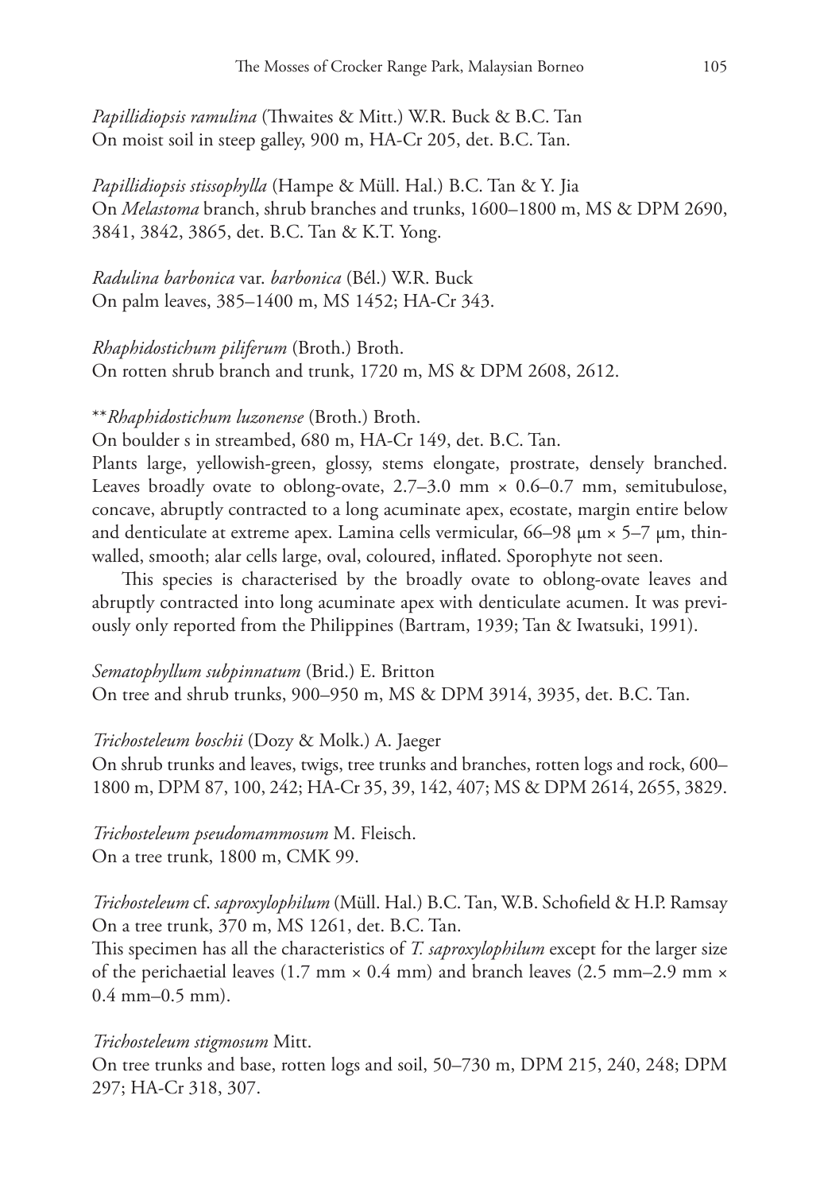*Papillidiopsis ramulina* (Thwaites & Mitt.) W.R. Buck & B.C. Tan
On moist soil in steep galley, 900 m, HA-Cr 205, det. B.C. Tan.

*Papillidiopsis stissophylla* (Hampe & Müll. Hal.) B.C. Tan & Y. Jia
On *Melastoma* branch, shrub branches and trunks, 1600–1800 m, MS & DPM 2690, 3841, 3842, 3865, det. B.C. Tan & K.T. Yong.

*Radulina barbonica* var. *barbonica* (Bél.) W.R. Buck
On palm leaves, 385–1400 m, MS 1452; HA-Cr 343.

*Rhaphidostichum piliferum* (Broth.) Broth.
On rotten shrub branch and trunk, 1720 m, MS & DPM 2608, 2612.

**\*\****Rhaphidostichum luzonense* (Broth.) Broth.
On boulder s in streambed, 680 m, HA-Cr 149, det. B.C. Tan.
Plants large, yellowish-green, glossy, stems elongate, prostrate, densely branched. Leaves broadly ovate to oblong-ovate, 2.7–3.0 mm × 0.6–0.7 mm, semitubulose, concave, abruptly contracted to a long acuminate apex, ecostate, margin entire below and denticulate at extreme apex. Lamina cells vermicular, 66–98 µm × 5–7 µm, thin-walled, smooth; alar cells large, oval, coloured, inflated. Sporophyte not seen.

This species is characterised by the broadly ovate to oblong-ovate leaves and abruptly contracted into long acuminate apex with denticulate acumen. It was previously only reported from the Philippines (Bartram, 1939; Tan & Iwatsuki, 1991).

*Sematophyllum subpinnatum* (Brid.) E. Britton
On tree and shrub trunks, 900–950 m, MS & DPM 3914, 3935, det. B.C. Tan.

*Trichosteleum boschii* (Dozy & Molk.) A. Jaeger
On shrub trunks and leaves, twigs, tree trunks and branches, rotten logs and rock, 600–1800 m, DPM 87, 100, 242; HA-Cr 35, 39, 142, 407; MS & DPM 2614, 2655, 3829.

*Trichosteleum pseudomammosum* M. Fleisch.
On a tree trunk, 1800 m, CMK 99.

*Trichosteleum* cf. *saproxylophilum* (Müll. Hal.) B.C. Tan, W.B. Schofield & H.P. Ramsay
On a tree trunk, 370 m, MS 1261, det. B.C. Tan.
This specimen has all the characteristics of *T. saproxylophilum* except for the larger size of the perichaetial leaves (1.7 mm × 0.4 mm) and branch leaves (2.5 mm–2.9 mm × 0.4 mm–0.5 mm).

*Trichosteleum stigmosum* Mitt.
On tree trunks and base, rotten logs and soil, 50–730 m, DPM 215, 240, 248; DPM 297; HA-Cr 318, 307.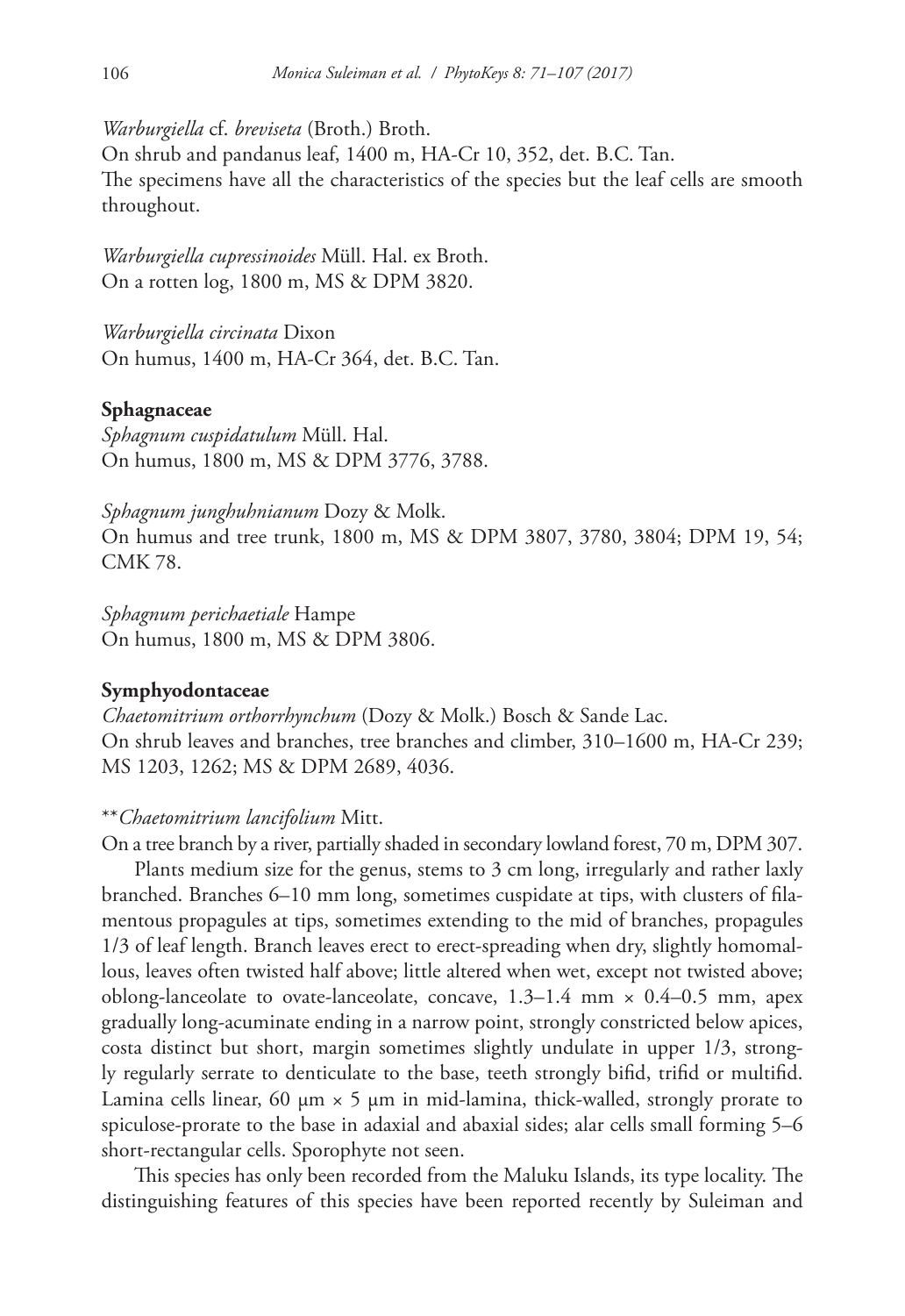*Warburgiella* cf. *breviseta* (Broth.) Broth.
On shrub and pandanus leaf, 1400 m, HA-Cr 10, 352, det. B.C. Tan.
The specimens have all the characteristics of the species but the leaf cells are smooth throughout.

*Warburgiella cupressinoides* Müll. Hal. ex Broth.
On a rotten log, 1800 m, MS & DPM 3820.

*Warburgiella circinata* Dixon
On humus, 1400 m, HA-Cr 364, det. B.C. Tan.

**Sphagnaceae**

*Sphagnum cuspidatulum* Müll. Hal.
On humus, 1800 m, MS & DPM 3776, 3788.

*Sphagnum junghuhnianum* Dozy & Molk.
On humus and tree trunk, 1800 m, MS & DPM 3807, 3780, 3804; DPM 19, 54; CMK 78.

*Sphagnum perichaetiale* Hampe
On humus, 1800 m, MS & DPM 3806.

**Symphyodontaceae**

*Chaetomitrium orthorrhynchum* (Dozy & Molk.) Bosch & Sande Lac.
On shrub leaves and branches, tree branches and climber, 310–1600 m, HA-Cr 239; MS 1203, 1262; MS & DPM 2689, 4036.

\*\**Chaetomitrium lancifolium* Mitt.
On a tree branch by a river, partially shaded in secondary lowland forest, 70 m, DPM 307.

Plants medium size for the genus, stems to 3 cm long, irregularly and rather laxly branched. Branches 6–10 mm long, sometimes cuspidate at tips, with clusters of filamentous propagules at tips, sometimes extending to the mid of branches, propagules 1/3 of leaf length. Branch leaves erect to erect-spreading when dry, slightly homomallous, leaves often twisted half above; little altered when wet, except not twisted above; oblong-lanceolate to ovate-lanceolate, concave, 1.3–1.4 mm × 0.4–0.5 mm, apex gradually long-acuminate ending in a narrow point, strongly constricted below apices, costa distinct but short, margin sometimes slightly undulate in upper 1/3, strongly regularly serrate to denticulate to the base, teeth strongly bifid, trifid or multifid. Lamina cells linear, 60 µm × 5 µm in mid-lamina, thick-walled, strongly prorate to spiculose-prorate to the base in adaxial and abaxial sides; alar cells small forming 5–6 short-rectangular cells. Sporophyte not seen.

This species has only been recorded from the Maluku Islands, its type locality. The distinguishing features of this species have been reported recently by Suleiman and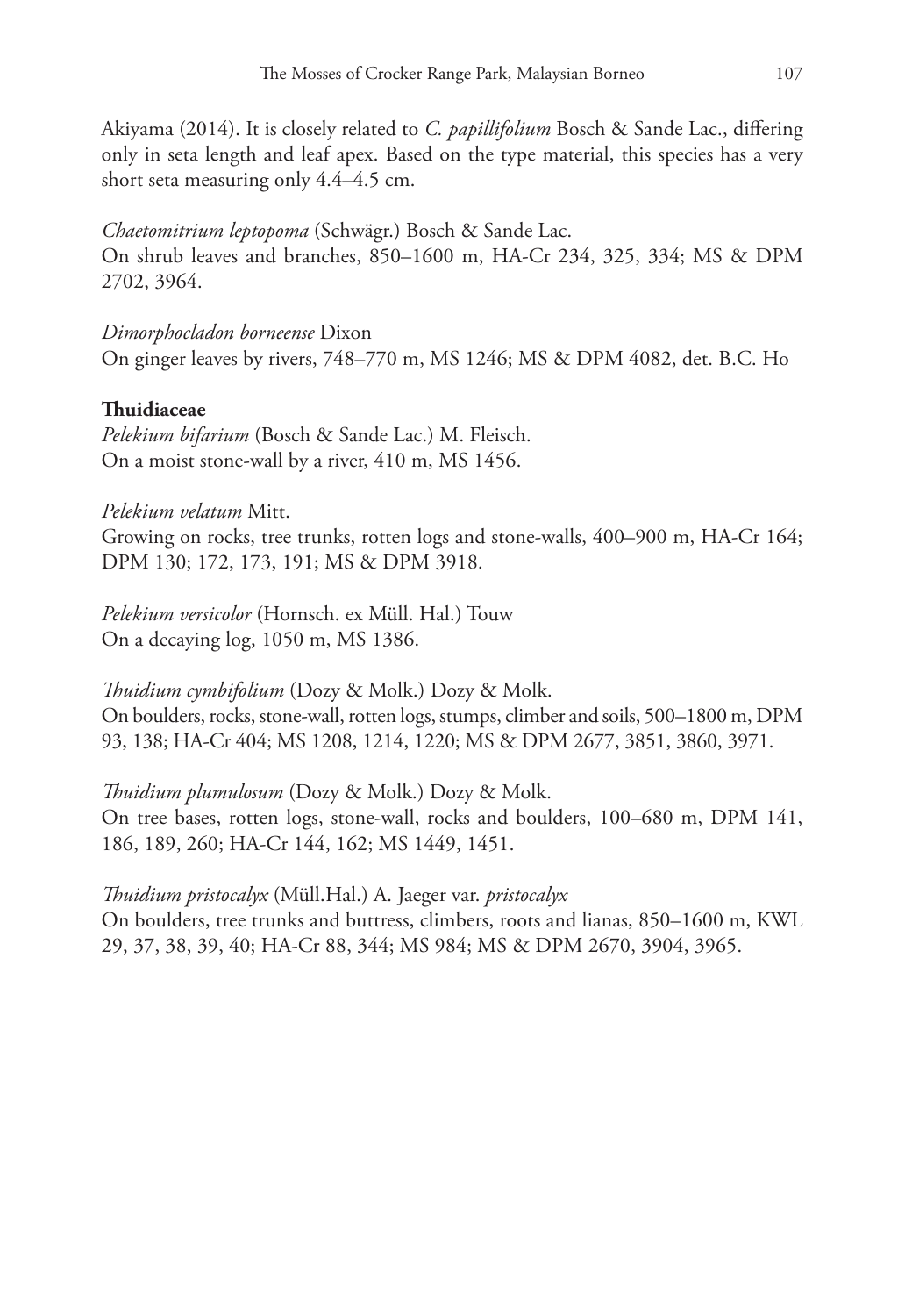Akiyama (2014). It is closely related to *C. papillifolium* Bosch & Sande Lac., differing only in seta length and leaf apex. Based on the type material, this species has a very short seta measuring only 4.4–4.5 cm.

*Chaetomitrium leptopoma* (Schwägr.) Bosch & Sande Lac.
On shrub leaves and branches, 850–1600 m, HA-Cr 234, 325, 334; MS & DPM 2702, 3964.

*Dimorphocladon borneense* Dixon
On ginger leaves by rivers, 748–770 m, MS 1246; MS & DPM 4082, det. B.C. Ho

**Thuidiaceae**

*Pelekium bifarium* (Bosch & Sande Lac.) M. Fleisch.
On a moist stone-wall by a river, 410 m, MS 1456.

*Pelekium velatum* Mitt.
Growing on rocks, tree trunks, rotten logs and stone-walls, 400–900 m, HA-Cr 164; DPM 130; 172, 173, 191; MS & DPM 3918.

*Pelekium versicolor* (Hornsch. ex Müll. Hal.) Touw
On a decaying log, 1050 m, MS 1386.

*Thuidium cymbifolium* (Dozy & Molk.) Dozy & Molk.
On boulders, rocks, stone-wall, rotten logs, stumps, climber and soils, 500–1800 m, DPM 93, 138; HA-Cr 404; MS 1208, 1214, 1220; MS & DPM 2677, 3851, 3860, 3971.

*Thuidium plumulosum* (Dozy & Molk.) Dozy & Molk.
On tree bases, rotten logs, stone-wall, rocks and boulders, 100–680 m, DPM 141, 186, 189, 260; HA-Cr 144, 162; MS 1449, 1451.

*Thuidium pristocalyx* (Müll.Hal.) A. Jaeger var. *pristocalyx*
On boulders, tree trunks and buttress, climbers, roots and lianas, 850–1600 m, KWL 29, 37, 38, 39, 40; HA-Cr 88, 344; MS 984; MS & DPM 2670, 3904, 3965.